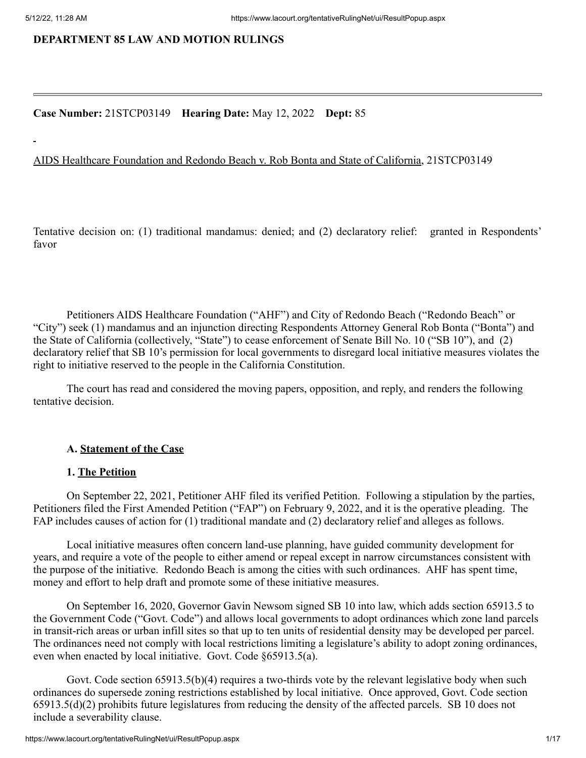**DEPARTMENT 85 LAW AND MOTION RULINGS**

---

**Case Number:** 21STCP03149 **Hearing Date:** May 12, 2022 **Dept:** 85

AIDS Healthcare Foundation and Redondo Beach v. Rob Bonta and State of California, 21STCP03149

Tentative decision on: (1) traditional mandamus: denied; and (2) declaratory relief: granted in Respondents' favor

Petitioners AIDS Healthcare Foundation ("AHF") and City of Redondo Beach ("Redondo Beach" or "City") seek (1) mandamus and an injunction directing Respondents Attorney General Rob Bonta ("Bonta") and the State of California (collectively, "State") to cease enforcement of Senate Bill No. 10 ("SB 10"), and (2) declaratory relief that SB 10's permission for local governments to disregard local initiative measures violates the right to initiative reserved to the people in the California Constitution.

The court has read and considered the moving papers, opposition, and reply, and renders the following tentative decision.

**A. Statement of the Case**

**1. The Petition**

On September 22, 2021, Petitioner AHF filed its verified Petition. Following a stipulation by the parties, Petitioners filed the First Amended Petition ("FAP") on February 9, 2022, and it is the operative pleading. The FAP includes causes of action for (1) traditional mandate and (2) declaratory relief and alleges as follows.

Local initiative measures often concern land-use planning, have guided community development for years, and require a vote of the people to either amend or repeal except in narrow circumstances consistent with the purpose of the initiative. Redondo Beach is among the cities with such ordinances. AHF has spent time, money and effort to help draft and promote some of these initiative measures.

On September 16, 2020, Governor Gavin Newsom signed SB 10 into law, which adds section 65913.5 to the Government Code ("Govt. Code") and allows local governments to adopt ordinances which zone land parcels in transit-rich areas or urban infill sites so that up to ten units of residential density may be developed per parcel. The ordinances need not comply with local restrictions limiting a legislature's ability to adopt zoning ordinances, even when enacted by local initiative. Govt. Code §65913.5(a).

Govt. Code section 65913.5(b)(4) requires a two-thirds vote by the relevant legislative body when such ordinances do supersede zoning restrictions established by local initiative. Once approved, Govt. Code section 65913.5(d)(2) prohibits future legislatures from reducing the density of the affected parcels. SB 10 does not include a severability clause.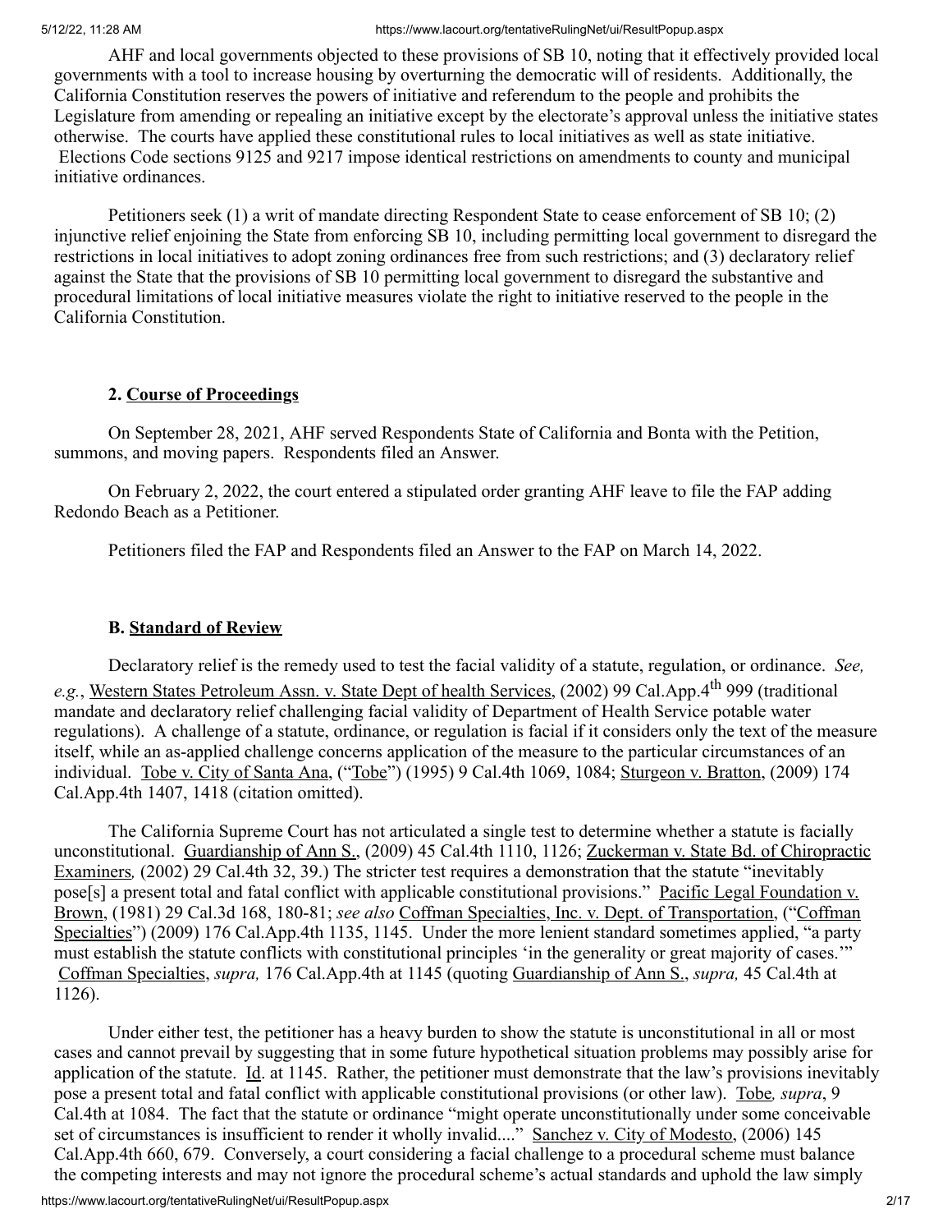AHF and local governments objected to these provisions of SB 10, noting that it effectively provided local governments with a tool to increase housing by overturning the democratic will of residents. Additionally, the California Constitution reserves the powers of initiative and referendum to the people and prohibits the Legislature from amending or repealing an initiative except by the electorate's approval unless the initiative states otherwise. The courts have applied these constitutional rules to local initiatives as well as state initiative. Elections Code sections 9125 and 9217 impose identical restrictions on amendments to county and municipal initiative ordinances.

Petitioners seek (1) a writ of mandate directing Respondent State to cease enforcement of SB 10; (2) injunctive relief enjoining the State from enforcing SB 10, including permitting local government to disregard the restrictions in local initiatives to adopt zoning ordinances free from such restrictions; and (3) declaratory relief against the State that the provisions of SB 10 permitting local government to disregard the substantive and procedural limitations of local initiative measures violate the right to initiative reserved to the people in the California Constitution.

**2. Course of Proceedings**

On September 28, 2021, AHF served Respondents State of California and Bonta with the Petition, summons, and moving papers. Respondents filed an Answer.

On February 2, 2022, the court entered a stipulated order granting AHF leave to file the FAP adding Redondo Beach as a Petitioner.

Petitioners filed the FAP and Respondents filed an Answer to the FAP on March 14, 2022.

**B. Standard of Review**

Declaratory relief is the remedy used to test the facial validity of a statute, regulation, or ordinance. *See, e.g.*, Western States Petroleum Assn. v. State Dept of health Services, (2002) 99 Cal.App.4th 999 (traditional mandate and declaratory relief challenging facial validity of Department of Health Service potable water regulations). A challenge of a statute, ordinance, or regulation is facial if it considers only the text of the measure itself, while an as-applied challenge concerns application of the measure to the particular circumstances of an individual. Tobe v. City of Santa Ana, ("Tobe") (1995) 9 Cal.4th 1069, 1084; Sturgeon v. Bratton, (2009) 174 Cal.App.4th 1407, 1418 (citation omitted).

The California Supreme Court has not articulated a single test to determine whether a statute is facially unconstitutional. Guardianship of Ann S., (2009) 45 Cal.4th 1110, 1126; Zuckerman v. State Bd. of Chiropractic Examiners*,* (2002) 29 Cal.4th 32, 39.) The stricter test requires a demonstration that the statute "inevitably pose[s] a present total and fatal conflict with applicable constitutional provisions." Pacific Legal Foundation v. Brown, (1981) 29 Cal.3d 168, 180-81; *see also* Coffman Specialties, Inc. v. Dept. of Transportation, ("Coffman Specialties") (2009) 176 Cal.App.4th 1135, 1145. Under the more lenient standard sometimes applied, "a party must establish the statute conflicts with constitutional principles 'in the generality or great majority of cases.'" Coffman Specialties, *supra,* 176 Cal.App.4th at 1145 (quoting Guardianship of Ann S., *supra,* 45 Cal.4th at 1126).

Under either test, the petitioner has a heavy burden to show the statute is unconstitutional in all or most cases and cannot prevail by suggesting that in some future hypothetical situation problems may possibly arise for application of the statute. Id. at 1145. Rather, the petitioner must demonstrate that the law's provisions inevitably pose a present total and fatal conflict with applicable constitutional provisions (or other law). Tobe*, supra*, 9 Cal.4th at 1084. The fact that the statute or ordinance "might operate unconstitutionally under some conceivable set of circumstances is insufficient to render it wholly invalid...." Sanchez v. City of Modesto, (2006) 145 Cal.App.4th 660, 679. Conversely, a court considering a facial challenge to a procedural scheme must balance the competing interests and may not ignore the procedural scheme's actual standards and uphold the law simply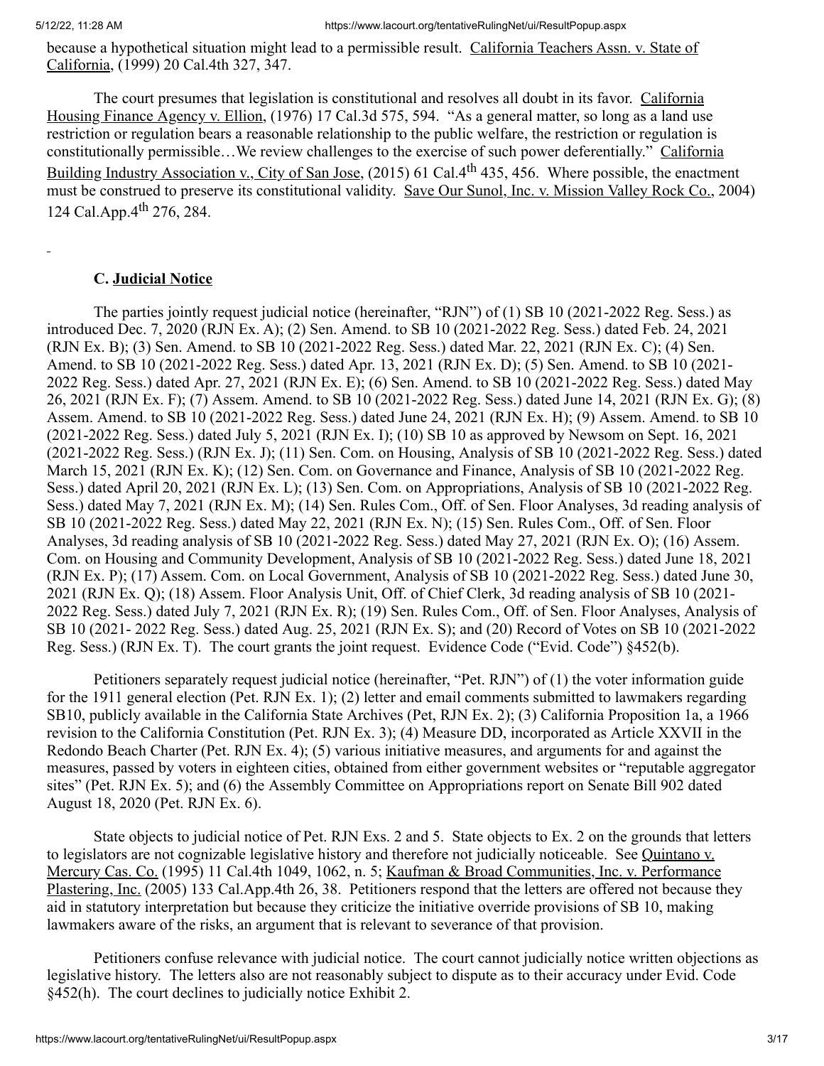because a hypothetical situation might lead to a permissible result. California Teachers Assn. v. State of California, (1999) 20 Cal.4th 327, 347.

The court presumes that legislation is constitutional and resolves all doubt in its favor. California Housing Finance Agency v. Ellion, (1976) 17 Cal.3d 575, 594. "As a general matter, so long as a land use restriction or regulation bears a reasonable relationship to the public welfare, the restriction or regulation is constitutionally permissible…We review challenges to the exercise of such power deferentially." California Building Industry Association v., City of San Jose, (2015) 61 Cal.4th 435, 456. Where possible, the enactment must be construed to preserve its constitutional validity. Save Our Sunol, Inc. v. Mission Valley Rock Co., 2004) 124 Cal.App.4th 276, 284.

### C. Judicial Notice

The parties jointly request judicial notice (hereinafter, "RJN") of (1) SB 10 (2021-2022 Reg. Sess.) as introduced Dec. 7, 2020 (RJN Ex. A); (2) Sen. Amend. to SB 10 (2021-2022 Reg. Sess.) dated Feb. 24, 2021 (RJN Ex. B); (3) Sen. Amend. to SB 10 (2021-2022 Reg. Sess.) dated Mar. 22, 2021 (RJN Ex. C); (4) Sen. Amend. to SB 10 (2021-2022 Reg. Sess.) dated Apr. 13, 2021 (RJN Ex. D); (5) Sen. Amend. to SB 10 (2021-2022 Reg. Sess.) dated Apr. 27, 2021 (RJN Ex. E); (6) Sen. Amend. to SB 10 (2021-2022 Reg. Sess.) dated May 26, 2021 (RJN Ex. F); (7) Assem. Amend. to SB 10 (2021-2022 Reg. Sess.) dated June 14, 2021 (RJN Ex. G); (8) Assem. Amend. to SB 10 (2021-2022 Reg. Sess.) dated June 24, 2021 (RJN Ex. H); (9) Assem. Amend. to SB 10 (2021-2022 Reg. Sess.) dated July 5, 2021 (RJN Ex. I); (10) SB 10 as approved by Newsom on Sept. 16, 2021 (2021-2022 Reg. Sess.) (RJN Ex. J); (11) Sen. Com. on Housing, Analysis of SB 10 (2021-2022 Reg. Sess.) dated March 15, 2021 (RJN Ex. K); (12) Sen. Com. on Governance and Finance, Analysis of SB 10 (2021-2022 Reg. Sess.) dated April 20, 2021 (RJN Ex. L); (13) Sen. Com. on Appropriations, Analysis of SB 10 (2021-2022 Reg. Sess.) dated May 7, 2021 (RJN Ex. M); (14) Sen. Rules Com., Off. of Sen. Floor Analyses, 3d reading analysis of SB 10 (2021-2022 Reg. Sess.) dated May 22, 2021 (RJN Ex. N); (15) Sen. Rules Com., Off. of Sen. Floor Analyses, 3d reading analysis of SB 10 (2021-2022 Reg. Sess.) dated May 27, 2021 (RJN Ex. O); (16) Assem. Com. on Housing and Community Development, Analysis of SB 10 (2021-2022 Reg. Sess.) dated June 18, 2021 (RJN Ex. P); (17) Assem. Com. on Local Government, Analysis of SB 10 (2021-2022 Reg. Sess.) dated June 30, 2021 (RJN Ex. Q); (18) Assem. Floor Analysis Unit, Off. of Chief Clerk, 3d reading analysis of SB 10 (2021-2022 Reg. Sess.) dated July 7, 2021 (RJN Ex. R); (19) Sen. Rules Com., Off. of Sen. Floor Analyses, Analysis of SB 10 (2021- 2022 Reg. Sess.) dated Aug. 25, 2021 (RJN Ex. S); and (20) Record of Votes on SB 10 (2021-2022 Reg. Sess.) (RJN Ex. T). The court grants the joint request. Evidence Code ("Evid. Code") §452(b).

Petitioners separately request judicial notice (hereinafter, "Pet. RJN") of (1) the voter information guide for the 1911 general election (Pet. RJN Ex. 1); (2) letter and email comments submitted to lawmakers regarding SB10, publicly available in the California State Archives (Pet, RJN Ex. 2); (3) California Proposition 1a, a 1966 revision to the California Constitution (Pet. RJN Ex. 3); (4) Measure DD, incorporated as Article XXVII in the Redondo Beach Charter (Pet. RJN Ex. 4); (5) various initiative measures, and arguments for and against the measures, passed by voters in eighteen cities, obtained from either government websites or "reputable aggregator sites" (Pet. RJN Ex. 5); and (6) the Assembly Committee on Appropriations report on Senate Bill 902 dated August 18, 2020 (Pet. RJN Ex. 6).

State objects to judicial notice of Pet. RJN Exs. 2 and 5. State objects to Ex. 2 on the grounds that letters to legislators are not cognizable legislative history and therefore not judicially noticeable. See Quintano v. Mercury Cas. Co. (1995) 11 Cal.4th 1049, 1062, n. 5; Kaufman & Broad Communities, Inc. v. Performance Plastering, Inc. (2005) 133 Cal.App.4th 26, 38. Petitioners respond that the letters are offered not because they aid in statutory interpretation but because they criticize the initiative override provisions of SB 10, making lawmakers aware of the risks, an argument that is relevant to severance of that provision.

Petitioners confuse relevance with judicial notice. The court cannot judicially notice written objections as legislative history. The letters also are not reasonably subject to dispute as to their accuracy under Evid. Code §452(h). The court declines to judicially notice Exhibit 2.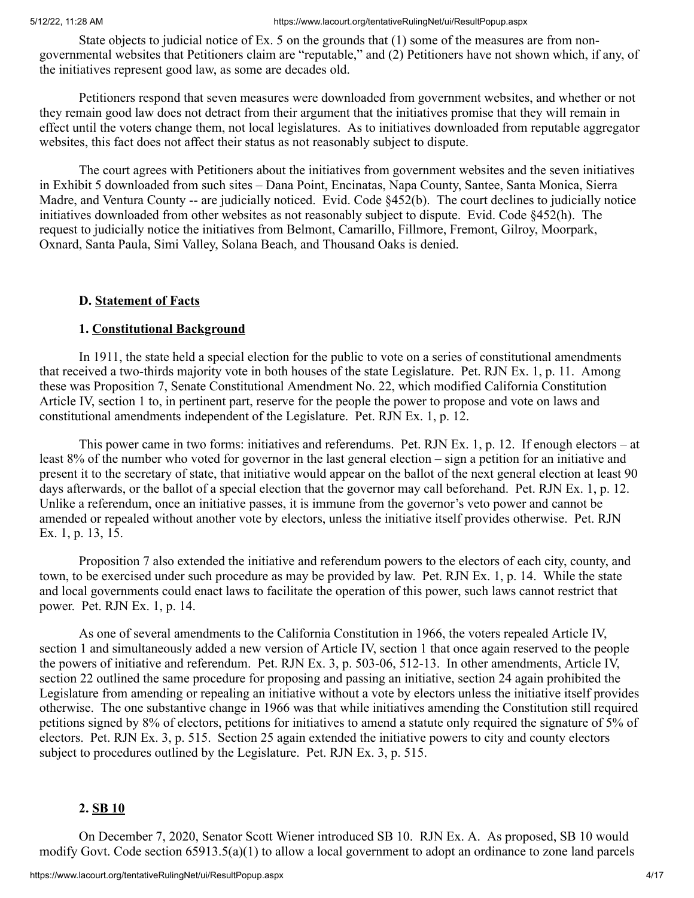State objects to judicial notice of Ex. 5 on the grounds that (1) some of the measures are from non-governmental websites that Petitioners claim are "reputable," and (2) Petitioners have not shown which, if any, of the initiatives represent good law, as some are decades old.

Petitioners respond that seven measures were downloaded from government websites, and whether or not they remain good law does not detract from their argument that the initiatives promise that they will remain in effect until the voters change them, not local legislatures. As to initiatives downloaded from reputable aggregator websites, this fact does not affect their status as not reasonably subject to dispute.

The court agrees with Petitioners about the initiatives from government websites and the seven initiatives in Exhibit 5 downloaded from such sites – Dana Point, Encinatas, Napa County, Santee, Santa Monica, Sierra Madre, and Ventura County -- are judicially noticed. Evid. Code §452(b). The court declines to judicially notice initiatives downloaded from other websites as not reasonably subject to dispute. Evid. Code §452(h). The request to judicially notice the initiatives from Belmont, Camarillo, Fillmore, Fremont, Gilroy, Moorpark, Oxnard, Santa Paula, Simi Valley, Solana Beach, and Thousand Oaks is denied.

**D. Statement of Facts**

**1. Constitutional Background**

In 1911, the state held a special election for the public to vote on a series of constitutional amendments that received a two-thirds majority vote in both houses of the state Legislature. Pet. RJN Ex. 1, p. 11. Among these was Proposition 7, Senate Constitutional Amendment No. 22, which modified California Constitution Article IV, section 1 to, in pertinent part, reserve for the people the power to propose and vote on laws and constitutional amendments independent of the Legislature. Pet. RJN Ex. 1, p. 12.

This power came in two forms: initiatives and referendums. Pet. RJN Ex. 1, p. 12. If enough electors – at least 8% of the number who voted for governor in the last general election – sign a petition for an initiative and present it to the secretary of state, that initiative would appear on the ballot of the next general election at least 90 days afterwards, or the ballot of a special election that the governor may call beforehand. Pet. RJN Ex. 1, p. 12. Unlike a referendum, once an initiative passes, it is immune from the governor's veto power and cannot be amended or repealed without another vote by electors, unless the initiative itself provides otherwise. Pet. RJN Ex. 1, p. 13, 15.

Proposition 7 also extended the initiative and referendum powers to the electors of each city, county, and town, to be exercised under such procedure as may be provided by law. Pet. RJN Ex. 1, p. 14. While the state and local governments could enact laws to facilitate the operation of this power, such laws cannot restrict that power. Pet. RJN Ex. 1, p. 14.

As one of several amendments to the California Constitution in 1966, the voters repealed Article IV, section 1 and simultaneously added a new version of Article IV, section 1 that once again reserved to the people the powers of initiative and referendum. Pet. RJN Ex. 3, p. 503-06, 512-13. In other amendments, Article IV, section 22 outlined the same procedure for proposing and passing an initiative, section 24 again prohibited the Legislature from amending or repealing an initiative without a vote by electors unless the initiative itself provides otherwise. The one substantive change in 1966 was that while initiatives amending the Constitution still required petitions signed by 8% of electors, petitions for initiatives to amend a statute only required the signature of 5% of electors. Pet. RJN Ex. 3, p. 515. Section 25 again extended the initiative powers to city and county electors subject to procedures outlined by the Legislature. Pet. RJN Ex. 3, p. 515.

**2. SB 10**

On December 7, 2020, Senator Scott Wiener introduced SB 10. RJN Ex. A. As proposed, SB 10 would modify Govt. Code section 65913.5(a)(1) to allow a local government to adopt an ordinance to zone land parcels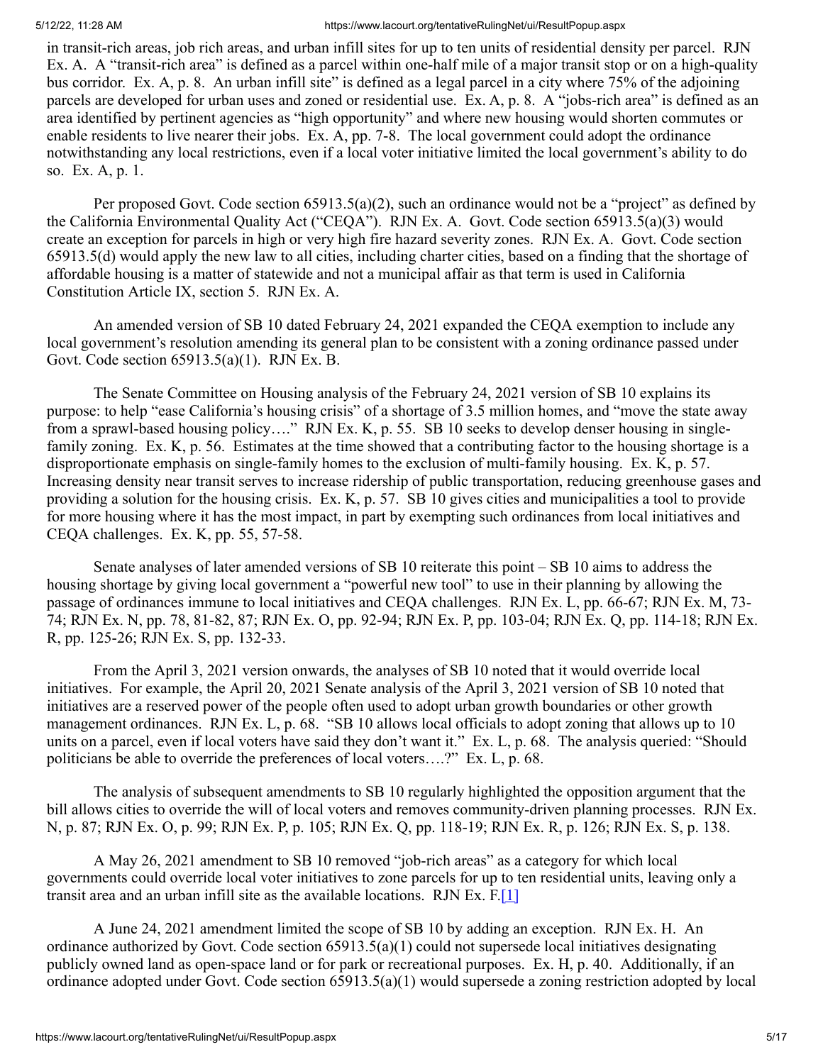in transit-rich areas, job rich areas, and urban infill sites for up to ten units of residential density per parcel. RJN Ex. A. A "transit-rich area" is defined as a parcel within one-half mile of a major transit stop or on a high-quality bus corridor. Ex. A, p. 8. An urban infill site" is defined as a legal parcel in a city where 75% of the adjoining parcels are developed for urban uses and zoned or residential use. Ex. A, p. 8. A "jobs-rich area" is defined as an area identified by pertinent agencies as "high opportunity" and where new housing would shorten commutes or enable residents to live nearer their jobs. Ex. A, pp. 7-8. The local government could adopt the ordinance notwithstanding any local restrictions, even if a local voter initiative limited the local government's ability to do so. Ex. A, p. 1.

Per proposed Govt. Code section 65913.5(a)(2), such an ordinance would not be a "project" as defined by the California Environmental Quality Act ("CEQA"). RJN Ex. A. Govt. Code section 65913.5(a)(3) would create an exception for parcels in high or very high fire hazard severity zones. RJN Ex. A. Govt. Code section 65913.5(d) would apply the new law to all cities, including charter cities, based on a finding that the shortage of affordable housing is a matter of statewide and not a municipal affair as that term is used in California Constitution Article IX, section 5. RJN Ex. A.

An amended version of SB 10 dated February 24, 2021 expanded the CEQA exemption to include any local government's resolution amending its general plan to be consistent with a zoning ordinance passed under Govt. Code section 65913.5(a)(1). RJN Ex. B.

The Senate Committee on Housing analysis of the February 24, 2021 version of SB 10 explains its purpose: to help "ease California's housing crisis" of a shortage of 3.5 million homes, and "move the state away from a sprawl-based housing policy…." RJN Ex. K, p. 55. SB 10 seeks to develop denser housing in single-family zoning. Ex. K, p. 56. Estimates at the time showed that a contributing factor to the housing shortage is a disproportionate emphasis on single-family homes to the exclusion of multi-family housing. Ex. K, p. 57. Increasing density near transit serves to increase ridership of public transportation, reducing greenhouse gases and providing a solution for the housing crisis. Ex. K, p. 57. SB 10 gives cities and municipalities a tool to provide for more housing where it has the most impact, in part by exempting such ordinances from local initiatives and CEQA challenges. Ex. K, pp. 55, 57-58.

Senate analyses of later amended versions of SB 10 reiterate this point – SB 10 aims to address the housing shortage by giving local government a "powerful new tool" to use in their planning by allowing the passage of ordinances immune to local initiatives and CEQA challenges. RJN Ex. L, pp. 66-67; RJN Ex. M, 73-74; RJN Ex. N, pp. 78, 81-82, 87; RJN Ex. O, pp. 92-94; RJN Ex. P, pp. 103-04; RJN Ex. Q, pp. 114-18; RJN Ex. R, pp. 125-26; RJN Ex. S, pp. 132-33.

From the April 3, 2021 version onwards, the analyses of SB 10 noted that it would override local initiatives. For example, the April 20, 2021 Senate analysis of the April 3, 2021 version of SB 10 noted that initiatives are a reserved power of the people often used to adopt urban growth boundaries or other growth management ordinances. RJN Ex. L, p. 68. "SB 10 allows local officials to adopt zoning that allows up to 10 units on a parcel, even if local voters have said they don't want it." Ex. L, p. 68. The analysis queried: "Should politicians be able to override the preferences of local voters….?" Ex. L, p. 68.

The analysis of subsequent amendments to SB 10 regularly highlighted the opposition argument that the bill allows cities to override the will of local voters and removes community-driven planning processes. RJN Ex. N, p. 87; RJN Ex. O, p. 99; RJN Ex. P, p. 105; RJN Ex. Q, pp. 118-19; RJN Ex. R, p. 126; RJN Ex. S, p. 138.

A May 26, 2021 amendment to SB 10 removed "job-rich areas" as a category for which local governments could override local voter initiatives to zone parcels for up to ten residential units, leaving only a transit area and an urban infill site as the available locations. RJN Ex. F.[1]

A June 24, 2021 amendment limited the scope of SB 10 by adding an exception. RJN Ex. H. An ordinance authorized by Govt. Code section 65913.5(a)(1) could not supersede local initiatives designating publicly owned land as open-space land or for park or recreational purposes. Ex. H, p. 40. Additionally, if an ordinance adopted under Govt. Code section 65913.5(a)(1) would supersede a zoning restriction adopted by local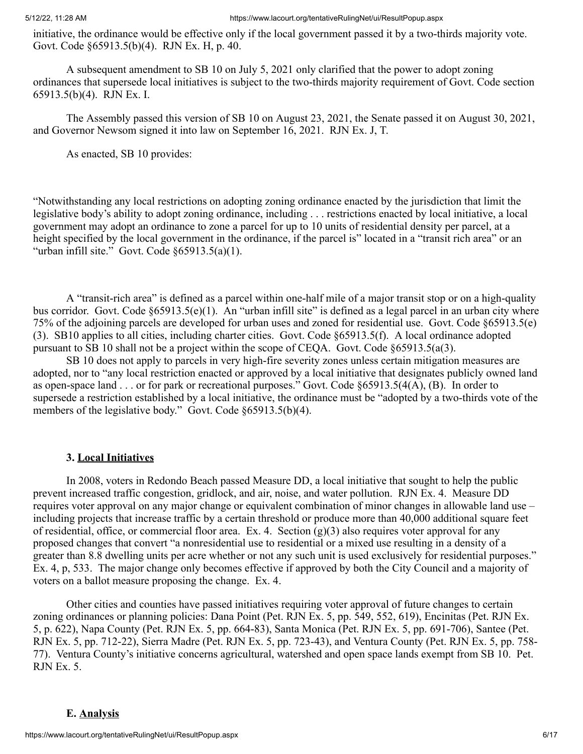initiative, the ordinance would be effective only if the local government passed it by a two-thirds majority vote. Govt. Code §65913.5(b)(4). RJN Ex. H, p. 40.

A subsequent amendment to SB 10 on July 5, 2021 only clarified that the power to adopt zoning ordinances that supersede local initiatives is subject to the two-thirds majority requirement of Govt. Code section 65913.5(b)(4). RJN Ex. I.

The Assembly passed this version of SB 10 on August 23, 2021, the Senate passed it on August 30, 2021, and Governor Newsom signed it into law on September 16, 2021. RJN Ex. J, T.

As enacted, SB 10 provides:

"Notwithstanding any local restrictions on adopting zoning ordinance enacted by the jurisdiction that limit the legislative body's ability to adopt zoning ordinance, including . . . restrictions enacted by local initiative, a local government may adopt an ordinance to zone a parcel for up to 10 units of residential density per parcel, at a height specified by the local government in the ordinance, if the parcel is" located in a "transit rich area" or an "urban infill site." Govt. Code §65913.5(a)(1).

A "transit-rich area" is defined as a parcel within one-half mile of a major transit stop or on a high-quality bus corridor. Govt. Code §65913.5(e)(1). An "urban infill site" is defined as a legal parcel in an urban city where 75% of the adjoining parcels are developed for urban uses and zoned for residential use. Govt. Code §65913.5(e)(3). SB10 applies to all cities, including charter cities. Govt. Code §65913.5(f). A local ordinance adopted pursuant to SB 10 shall not be a project within the scope of CEQA. Govt. Code §65913.5(a(3).

SB 10 does not apply to parcels in very high-fire severity zones unless certain mitigation measures are adopted, nor to "any local restriction enacted or approved by a local initiative that designates publicly owned land as open-space land . . . or for park or recreational purposes." Govt. Code §65913.5(4(A), (B). In order to supersede a restriction established by a local initiative, the ordinance must be "adopted by a two-thirds vote of the members of the legislative body." Govt. Code §65913.5(b)(4).

### 3. Local Initiatives

In 2008, voters in Redondo Beach passed Measure DD, a local initiative that sought to help the public prevent increased traffic congestion, gridlock, and air, noise, and water pollution. RJN Ex. 4. Measure DD requires voter approval on any major change or equivalent combination of minor changes in allowable land use – including projects that increase traffic by a certain threshold or produce more than 40,000 additional square feet of residential, office, or commercial floor area. Ex. 4. Section (g)(3) also requires voter approval for any proposed changes that convert "a nonresidential use to residential or a mixed use resulting in a density of a greater than 8.8 dwelling units per acre whether or not any such unit is used exclusively for residential purposes." Ex. 4, p, 533. The major change only becomes effective if approved by both the City Council and a majority of voters on a ballot measure proposing the change. Ex. 4.

Other cities and counties have passed initiatives requiring voter approval of future changes to certain zoning ordinances or planning policies: Dana Point (Pet. RJN Ex. 5, pp. 549, 552, 619), Encinitas (Pet. RJN Ex. 5, p. 622), Napa County (Pet. RJN Ex. 5, pp. 664-83), Santa Monica (Pet. RJN Ex. 5, pp. 691-706), Santee (Pet. RJN Ex. 5, pp. 712-22), Sierra Madre (Pet. RJN Ex. 5, pp. 723-43), and Ventura County (Pet. RJN Ex. 5, pp. 758-77). Ventura County's initiative concerns agricultural, watershed and open space lands exempt from SB 10. Pet. RJN Ex. 5.

## E. Analysis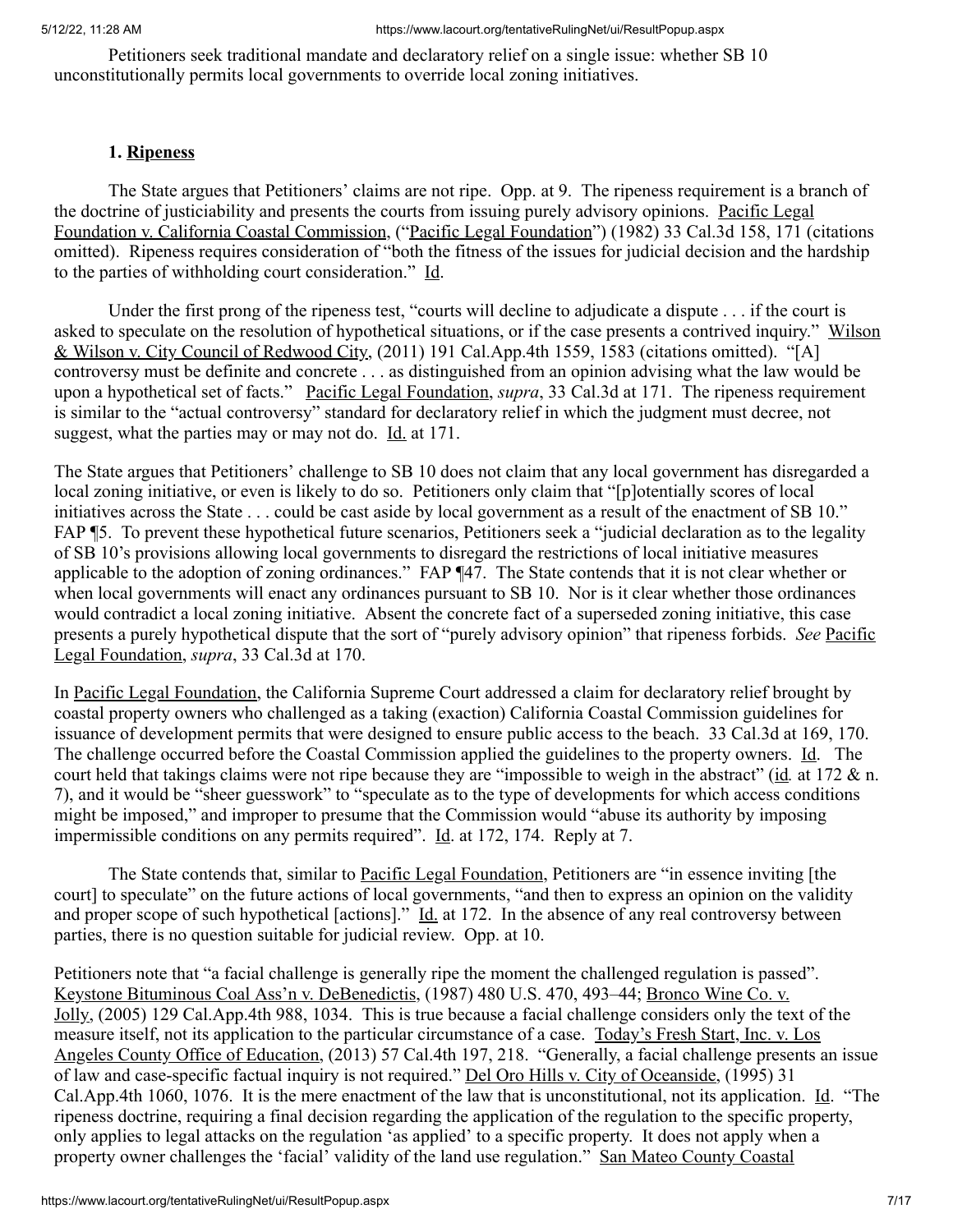Petitioners seek traditional mandate and declaratory relief on a single issue: whether SB 10 unconstitutionally permits local governments to override local zoning initiatives.

**1. Ripeness**

The State argues that Petitioners' claims are not ripe. Opp. at 9. The ripeness requirement is a branch of the doctrine of justiciability and presents the courts from issuing purely advisory opinions. Pacific Legal Foundation v. California Coastal Commission, ("Pacific Legal Foundation") (1982) 33 Cal.3d 158, 171 (citations omitted). Ripeness requires consideration of "both the fitness of the issues for judicial decision and the hardship to the parties of withholding court consideration." Id.

Under the first prong of the ripeness test, "courts will decline to adjudicate a dispute . . . if the court is asked to speculate on the resolution of hypothetical situations, or if the case presents a contrived inquiry." Wilson & Wilson v. City Council of Redwood City, (2011) 191 Cal.App.4th 1559, 1583 (citations omitted). "[A] controversy must be definite and concrete . . . as distinguished from an opinion advising what the law would be upon a hypothetical set of facts." Pacific Legal Foundation, *supra*, 33 Cal.3d at 171. The ripeness requirement is similar to the "actual controversy" standard for declaratory relief in which the judgment must decree, not suggest, what the parties may or may not do. Id. at 171.

The State argues that Petitioners' challenge to SB 10 does not claim that any local government has disregarded a local zoning initiative, or even is likely to do so. Petitioners only claim that "[p]otentially scores of local initiatives across the State . . . could be cast aside by local government as a result of the enactment of SB 10." FAP ¶5. To prevent these hypothetical future scenarios, Petitioners seek a "judicial declaration as to the legality of SB 10's provisions allowing local governments to disregard the restrictions of local initiative measures applicable to the adoption of zoning ordinances." FAP ¶47. The State contends that it is not clear whether or when local governments will enact any ordinances pursuant to SB 10. Nor is it clear whether those ordinances would contradict a local zoning initiative. Absent the concrete fact of a superseded zoning initiative, this case presents a purely hypothetical dispute that the sort of "purely advisory opinion" that ripeness forbids. *See* Pacific Legal Foundation, *supra*, 33 Cal.3d at 170.

In Pacific Legal Foundation, the California Supreme Court addressed a claim for declaratory relief brought by coastal property owners who challenged as a taking (exaction) California Coastal Commission guidelines for issuance of development permits that were designed to ensure public access to the beach. 33 Cal.3d at 169, 170. The challenge occurred before the Coastal Commission applied the guidelines to the property owners. Id. The court held that takings claims were not ripe because they are "impossible to weigh in the abstract" (*id.* at 172 & n. 7), and it would be "sheer guesswork" to "speculate as to the type of developments for which access conditions might be imposed," and improper to presume that the Commission would "abuse its authority by imposing impermissible conditions on any permits required". Id. at 172, 174. Reply at 7.

The State contends that, similar to Pacific Legal Foundation, Petitioners are "in essence inviting [the court] to speculate" on the future actions of local governments, "and then to express an opinion on the validity and proper scope of such hypothetical [actions]." Id. at 172. In the absence of any real controversy between parties, there is no question suitable for judicial review. Opp. at 10.

Petitioners note that "a facial challenge is generally ripe the moment the challenged regulation is passed". Keystone Bituminous Coal Ass'n v. DeBenedictis, (1987) 480 U.S. 470, 493–44; Bronco Wine Co. v. Jolly, (2005) 129 Cal.App.4th 988, 1034. This is true because a facial challenge considers only the text of the measure itself, not its application to the particular circumstance of a case. Today's Fresh Start, Inc. v. Los Angeles County Office of Education, (2013) 57 Cal.4th 197, 218. "Generally, a facial challenge presents an issue of law and case-specific factual inquiry is not required." Del Oro Hills v. City of Oceanside, (1995) 31 Cal.App.4th 1060, 1076. It is the mere enactment of the law that is unconstitutional, not its application. Id. "The ripeness doctrine, requiring a final decision regarding the application of the regulation to the specific property, only applies to legal attacks on the regulation 'as applied' to a specific property. It does not apply when a property owner challenges the 'facial' validity of the land use regulation." San Mateo County Coastal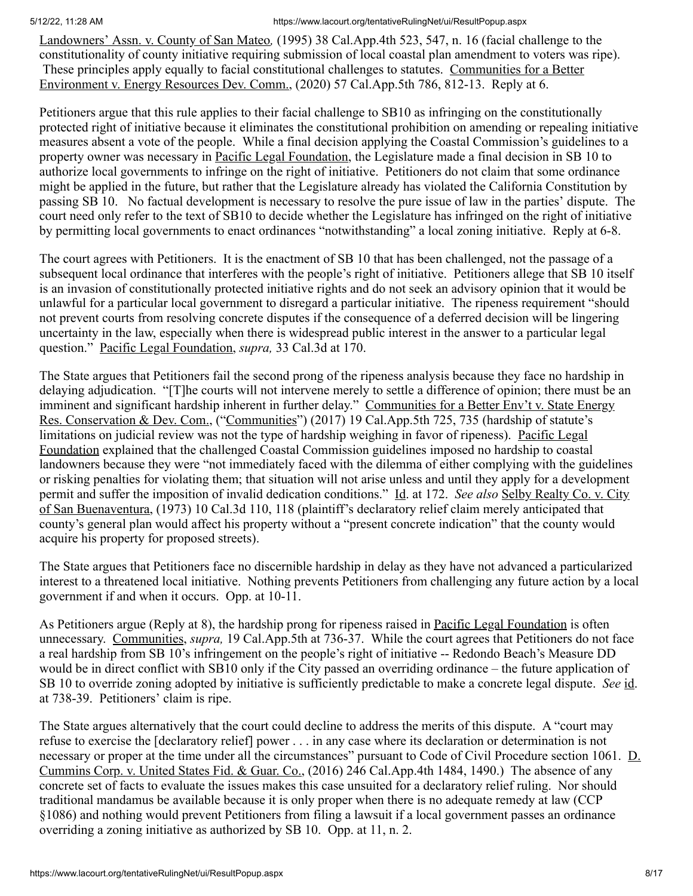Landowners' Assn. v. County of San Mateo, (1995) 38 Cal.App.4th 523, 547, n. 16 (facial challenge to the constitutionality of county initiative requiring submission of local coastal plan amendment to voters was ripe). These principles apply equally to facial constitutional challenges to statutes. Communities for a Better Environment v. Energy Resources Dev. Comm., (2020) 57 Cal.App.5th 786, 812-13. Reply at 6.

Petitioners argue that this rule applies to their facial challenge to SB10 as infringing on the constitutionally protected right of initiative because it eliminates the constitutional prohibition on amending or repealing initiative measures absent a vote of the people. While a final decision applying the Coastal Commission's guidelines to a property owner was necessary in Pacific Legal Foundation, the Legislature made a final decision in SB 10 to authorize local governments to infringe on the right of initiative. Petitioners do not claim that some ordinance might be applied in the future, but rather that the Legislature already has violated the California Constitution by passing SB 10. No factual development is necessary to resolve the pure issue of law in the parties' dispute. The court need only refer to the text of SB10 to decide whether the Legislature has infringed on the right of initiative by permitting local governments to enact ordinances "notwithstanding" a local zoning initiative. Reply at 6-8.

The court agrees with Petitioners. It is the enactment of SB 10 that has been challenged, not the passage of a subsequent local ordinance that interferes with the people's right of initiative. Petitioners allege that SB 10 itself is an invasion of constitutionally protected initiative rights and do not seek an advisory opinion that it would be unlawful for a particular local government to disregard a particular initiative. The ripeness requirement "should not prevent courts from resolving concrete disputes if the consequence of a deferred decision will be lingering uncertainty in the law, especially when there is widespread public interest in the answer to a particular legal question." Pacific Legal Foundation, *supra,* 33 Cal.3d at 170.

The State argues that Petitioners fail the second prong of the ripeness analysis because they face no hardship in delaying adjudication. "[T]he courts will not intervene merely to settle a difference of opinion; there must be an imminent and significant hardship inherent in further delay." Communities for a Better Env't v. State Energy Res. Conservation & Dev. Com., ("Communities") (2017) 19 Cal.App.5th 725, 735 (hardship of statute's limitations on judicial review was not the type of hardship weighing in favor of ripeness). Pacific Legal Foundation explained that the challenged Coastal Commission guidelines imposed no hardship to coastal landowners because they were "not immediately faced with the dilemma of either complying with the guidelines or risking penalties for violating them; that situation will not arise unless and until they apply for a development permit and suffer the imposition of invalid dedication conditions." Id. at 172. *See also* Selby Realty Co. v. City of San Buenaventura, (1973) 10 Cal.3d 110, 118 (plaintiff's declaratory relief claim merely anticipated that county's general plan would affect his property without a "present concrete indication" that the county would acquire his property for proposed streets).

The State argues that Petitioners face no discernible hardship in delay as they have not advanced a particularized interest to a threatened local initiative. Nothing prevents Petitioners from challenging any future action by a local government if and when it occurs. Opp. at 10-11.

As Petitioners argue (Reply at 8), the hardship prong for ripeness raised in Pacific Legal Foundation is often unnecessary. Communities, *supra,* 19 Cal.App.5th at 736-37. While the court agrees that Petitioners do not face a real hardship from SB 10's infringement on the people's right of initiative -- Redondo Beach's Measure DD would be in direct conflict with SB10 only if the City passed an overriding ordinance – the future application of SB 10 to override zoning adopted by initiative is sufficiently predictable to make a concrete legal dispute. *See* id. at 738-39. Petitioners' claim is ripe.

The State argues alternatively that the court could decline to address the merits of this dispute. A "court may refuse to exercise the [declaratory relief] power . . . in any case where its declaration or determination is not necessary or proper at the time under all the circumstances" pursuant to Code of Civil Procedure section 1061. D. Cummins Corp. v. United States Fid. & Guar. Co., (2016) 246 Cal.App.4th 1484, 1490.) The absence of any concrete set of facts to evaluate the issues makes this case unsuited for a declaratory relief ruling. Nor should traditional mandamus be available because it is only proper when there is no adequate remedy at law (CCP §1086) and nothing would prevent Petitioners from filing a lawsuit if a local government passes an ordinance overriding a zoning initiative as authorized by SB 10. Opp. at 11, n. 2.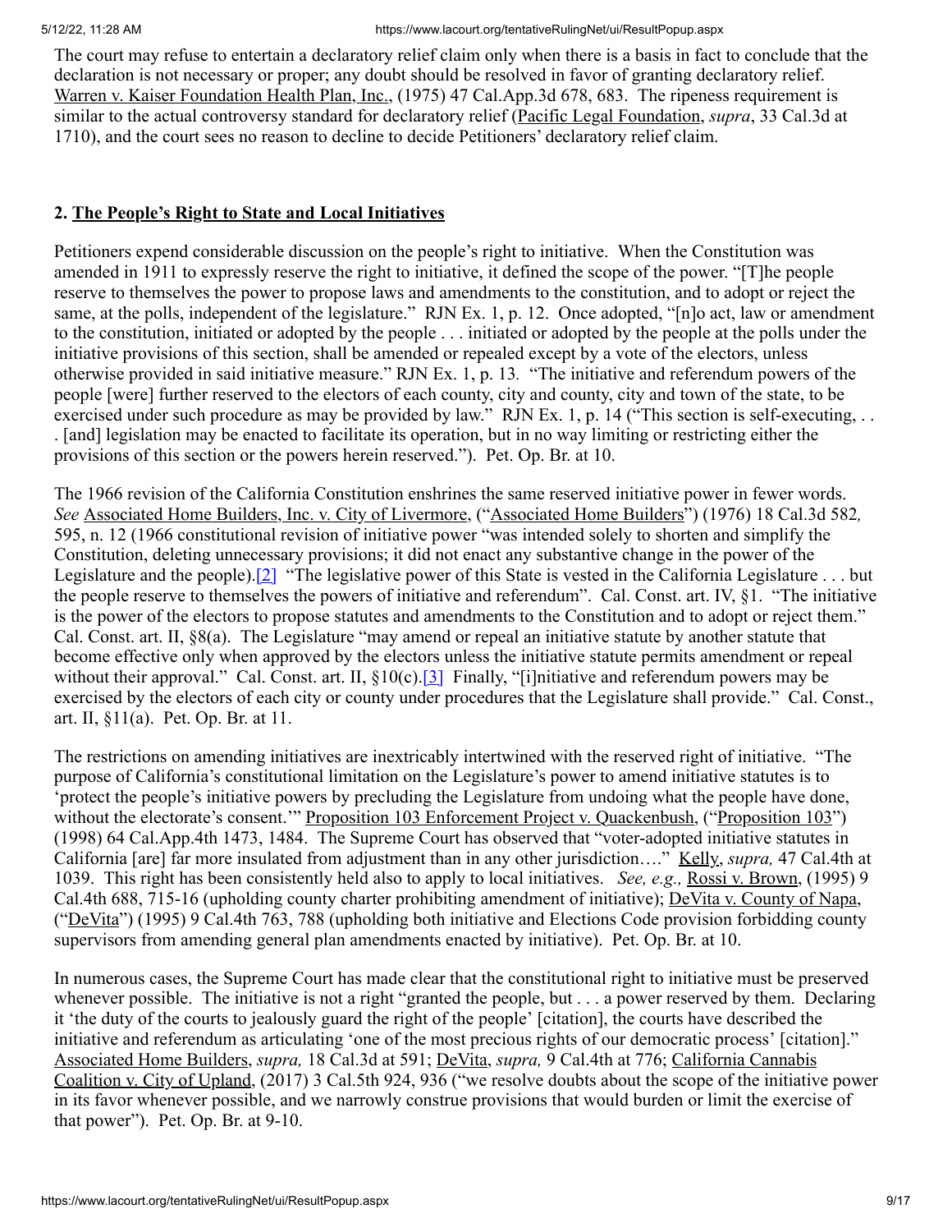The court may refuse to entertain a declaratory relief claim only when there is a basis in fact to conclude that the declaration is not necessary or proper; any doubt should be resolved in favor of granting declaratory relief. Warren v. Kaiser Foundation Health Plan, Inc., (1975) 47 Cal.App.3d 678, 683. The ripeness requirement is similar to the actual controversy standard for declaratory relief (Pacific Legal Foundation, *supra*, 33 Cal.3d at 1710), and the court sees no reason to decline to decide Petitioners' declaratory relief claim.

## 2. The People's Right to State and Local Initiatives

Petitioners expend considerable discussion on the people's right to initiative. When the Constitution was amended in 1911 to expressly reserve the right to initiative, it defined the scope of the power. "[T]he people reserve to themselves the power to propose laws and amendments to the constitution, and to adopt or reject the same, at the polls, independent of the legislature." RJN Ex. 1, p. 12. Once adopted, "[n]o act, law or amendment to the constitution, initiated or adopted by the people . . . initiated or adopted by the people at the polls under the initiative provisions of this section, shall be amended or repealed except by a vote of the electors, unless otherwise provided in said initiative measure." RJN Ex. 1, p. 13. "The initiative and referendum powers of the people [were] further reserved to the electors of each county, city and county, city and town of the state, to be exercised under such procedure as may be provided by law." RJN Ex. 1, p. 14 ("This section is self-executing, . . . [and] legislation may be enacted to facilitate its operation, but in no way limiting or restricting either the provisions of this section or the powers herein reserved."). Pet. Op. Br. at 10.

The 1966 revision of the California Constitution enshrines the same reserved initiative power in fewer words. *See* Associated Home Builders, Inc. v. City of Livermore, ("Associated Home Builders") (1976) 18 Cal.3d 582, 595, n. 12 (1966 constitutional revision of initiative power "was intended solely to shorten and simplify the Constitution, deleting unnecessary provisions; it did not enact any substantive change in the power of the Legislature and the people).[2] "The legislative power of this State is vested in the California Legislature . . . but the people reserve to themselves the powers of initiative and referendum". Cal. Const. art. IV, §1. "The initiative is the power of the electors to propose statutes and amendments to the Constitution and to adopt or reject them." Cal. Const. art. II, §8(a). The Legislature "may amend or repeal an initiative statute by another statute that become effective only when approved by the electors unless the initiative statute permits amendment or repeal without their approval." Cal. Const. art. II, §10(c).[3] Finally, "[i]nitiative and referendum powers may be exercised by the electors of each city or county under procedures that the Legislature shall provide." Cal. Const., art. II, §11(a). Pet. Op. Br. at 11.

The restrictions on amending initiatives are inextricably intertwined with the reserved right of initiative. "The purpose of California's constitutional limitation on the Legislature's power to amend initiative statutes is to 'protect the people's initiative powers by precluding the Legislature from undoing what the people have done, without the electorate's consent.'" Proposition 103 Enforcement Project v. Quackenbush, ("Proposition 103") (1998) 64 Cal.App.4th 1473, 1484. The Supreme Court has observed that "voter-adopted initiative statutes in California [are] far more insulated from adjustment than in any other jurisdiction…." Kelly, *supra,* 47 Cal.4th at 1039. This right has been consistently held also to apply to local initiatives. *See, e.g.,* Rossi v. Brown, (1995) 9 Cal.4th 688, 715-16 (upholding county charter prohibiting amendment of initiative); DeVita v. County of Napa, ("DeVita") (1995) 9 Cal.4th 763, 788 (upholding both initiative and Elections Code provision forbidding county supervisors from amending general plan amendments enacted by initiative). Pet. Op. Br. at 10.

In numerous cases, the Supreme Court has made clear that the constitutional right to initiative must be preserved whenever possible. The initiative is not a right "granted the people, but . . . a power reserved by them. Declaring it 'the duty of the courts to jealously guard the right of the people' [citation], the courts have described the initiative and referendum as articulating 'one of the most precious rights of our democratic process' [citation]." Associated Home Builders, *supra,* 18 Cal.3d at 591; DeVita, *supra,* 9 Cal.4th at 776; California Cannabis Coalition v. City of Upland, (2017) 3 Cal.5th 924, 936 ("we resolve doubts about the scope of the initiative power in its favor whenever possible, and we narrowly construe provisions that would burden or limit the exercise of that power"). Pet. Op. Br. at 9-10.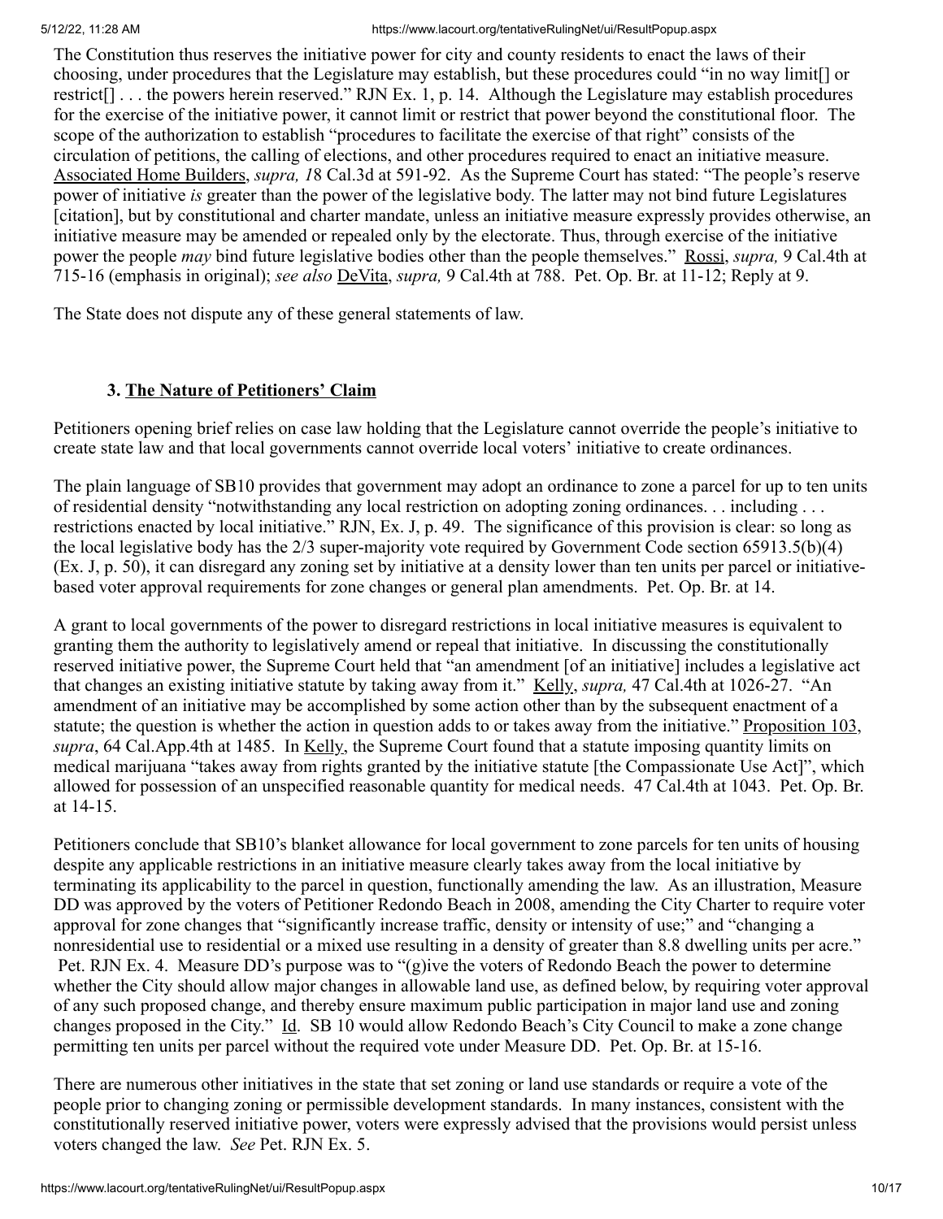The Constitution thus reserves the initiative power for city and county residents to enact the laws of their choosing, under procedures that the Legislature may establish, but these procedures could "in no way limit[] or restrict[] . . . the powers herein reserved." RJN Ex. 1, p. 14. Although the Legislature may establish procedures for the exercise of the initiative power, it cannot limit or restrict that power beyond the constitutional floor. The scope of the authorization to establish "procedures to facilitate the exercise of that right" consists of the circulation of petitions, the calling of elections, and other procedures required to enact an initiative measure. Associated Home Builders, *supra, 1*8 Cal.3d at 591-92. As the Supreme Court has stated: "The people's reserve power of initiative *is* greater than the power of the legislative body. The latter may not bind future Legislatures [citation], but by constitutional and charter mandate, unless an initiative measure expressly provides otherwise, an initiative measure may be amended or repealed only by the electorate. Thus, through exercise of the initiative power the people *may* bind future legislative bodies other than the people themselves." Rossi, *supra,* 9 Cal.4th at 715-16 (emphasis in original); *see also* DeVita, *supra,* 9 Cal.4th at 788. Pet. Op. Br. at 11-12; Reply at 9.

The State does not dispute any of these general statements of law.

### 3. The Nature of Petitioners' Claim

Petitioners opening brief relies on case law holding that the Legislature cannot override the people's initiative to create state law and that local governments cannot override local voters' initiative to create ordinances.

The plain language of SB10 provides that government may adopt an ordinance to zone a parcel for up to ten units of residential density "notwithstanding any local restriction on adopting zoning ordinances. . . including . . . restrictions enacted by local initiative." RJN, Ex. J, p. 49. The significance of this provision is clear: so long as the local legislative body has the 2/3 super-majority vote required by Government Code section 65913.5(b)(4) (Ex. J, p. 50), it can disregard any zoning set by initiative at a density lower than ten units per parcel or initiative-based voter approval requirements for zone changes or general plan amendments. Pet. Op. Br. at 14.

A grant to local governments of the power to disregard restrictions in local initiative measures is equivalent to granting them the authority to legislatively amend or repeal that initiative. In discussing the constitutionally reserved initiative power, the Supreme Court held that "an amendment [of an initiative] includes a legislative act that changes an existing initiative statute by taking away from it." Kelly, *supra,* 47 Cal.4th at 1026-27. "An amendment of an initiative may be accomplished by some action other than by the subsequent enactment of a statute; the question is whether the action in question adds to or takes away from the initiative." Proposition 103, *supra*, 64 Cal.App.4th at 1485. In Kelly, the Supreme Court found that a statute imposing quantity limits on medical marijuana "takes away from rights granted by the initiative statute [the Compassionate Use Act]", which allowed for possession of an unspecified reasonable quantity for medical needs. 47 Cal.4th at 1043. Pet. Op. Br. at 14-15.

Petitioners conclude that SB10's blanket allowance for local government to zone parcels for ten units of housing despite any applicable restrictions in an initiative measure clearly takes away from the local initiative by terminating its applicability to the parcel in question, functionally amending the law. As an illustration, Measure DD was approved by the voters of Petitioner Redondo Beach in 2008, amending the City Charter to require voter approval for zone changes that "significantly increase traffic, density or intensity of use;" and "changing a nonresidential use to residential or a mixed use resulting in a density of greater than 8.8 dwelling units per acre." Pet. RJN Ex. 4. Measure DD's purpose was to "(g)ive the voters of Redondo Beach the power to determine whether the City should allow major changes in allowable land use, as defined below, by requiring voter approval of any such proposed change, and thereby ensure maximum public participation in major land use and zoning changes proposed in the City." Id. SB 10 would allow Redondo Beach's City Council to make a zone change permitting ten units per parcel without the required vote under Measure DD. Pet. Op. Br. at 15-16.

There are numerous other initiatives in the state that set zoning or land use standards or require a vote of the people prior to changing zoning or permissible development standards. In many instances, consistent with the constitutionally reserved initiative power, voters were expressly advised that the provisions would persist unless voters changed the law. *See* Pet. RJN Ex. 5.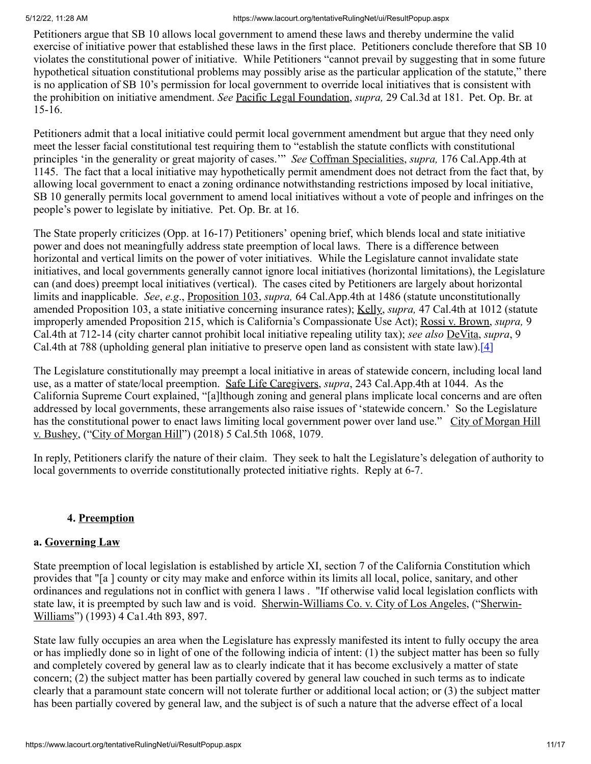Petitioners argue that SB 10 allows local government to amend these laws and thereby undermine the valid exercise of initiative power that established these laws in the first place. Petitioners conclude therefore that SB 10 violates the constitutional power of initiative. While Petitioners "cannot prevail by suggesting that in some future hypothetical situation constitutional problems may possibly arise as the particular application of the statute," there is no application of SB 10's permission for local government to override local initiatives that is consistent with the prohibition on initiative amendment. *See* Pacific Legal Foundation, *supra,* 29 Cal.3d at 181. Pet. Op. Br. at 15-16.

Petitioners admit that a local initiative could permit local government amendment but argue that they need only meet the lesser facial constitutional test requiring them to "establish the statute conflicts with constitutional principles 'in the generality or great majority of cases.'" *See* Coffman Specialities, *supra,* 176 Cal.App.4th at 1145. The fact that a local initiative may hypothetically permit amendment does not detract from the fact that, by allowing local government to enact a zoning ordinance notwithstanding restrictions imposed by local initiative, SB 10 generally permits local government to amend local initiatives without a vote of people and infringes on the people's power to legislate by initiative. Pet. Op. Br. at 16.

The State properly criticizes (Opp. at 16-17) Petitioners' opening brief, which blends local and state initiative power and does not meaningfully address state preemption of local laws. There is a difference between horizontal and vertical limits on the power of voter initiatives. While the Legislature cannot invalidate state initiatives, and local governments generally cannot ignore local initiatives (horizontal limitations), the Legislature can (and does) preempt local initiatives (vertical). The cases cited by Petitioners are largely about horizontal limits and inapplicable. *See*, *e.g*., Proposition 103, *supra,* 64 Cal.App.4th at 1486 (statute unconstitutionally amended Proposition 103, a state initiative concerning insurance rates); Kelly, *supra,* 47 Cal.4th at 1012 (statute improperly amended Proposition 215, which is California's Compassionate Use Act); Rossi v. Brown, *supra,* 9 Cal.4th at 712-14 (city charter cannot prohibit local initiative repealing utility tax); *see also* DeVita, *supra*, 9 Cal.4th at 788 (upholding general plan initiative to preserve open land as consistent with state law).[4]

The Legislature constitutionally may preempt a local initiative in areas of statewide concern, including local land use, as a matter of state/local preemption. Safe Life Caregivers, *supra*, 243 Cal.App.4th at 1044. As the California Supreme Court explained, "[a]lthough zoning and general plans implicate local concerns and are often addressed by local governments, these arrangements also raise issues of 'statewide concern.' So the Legislature has the constitutional power to enact laws limiting local government power over land use." City of Morgan Hill v. Bushey, ("City of Morgan Hill") (2018) 5 Cal.5th 1068, 1079.

In reply, Petitioners clarify the nature of their claim. They seek to halt the Legislature's delegation of authority to local governments to override constitutionally protected initiative rights. Reply at 6-7.

### 4. Preemption

#### a. Governing Law

State preemption of local legislation is established by article XI, section 7 of the California Constitution which provides that "[a ] county or city may make and enforce within its limits all local, police, sanitary, and other ordinances and regulations not in conflict with genera l laws . "If otherwise valid local legislation conflicts with state law, it is preempted by such law and is void. Sherwin-Williams Co. v. City of Los Angeles, ("Sherwin-Williams") (1993) 4 Ca1.4th 893, 897.

State law fully occupies an area when the Legislature has expressly manifested its intent to fully occupy the area or has impliedly done so in light of one of the following indicia of intent: (1) the subject matter has been so fully and completely covered by general law as to clearly indicate that it has become exclusively a matter of state concern; (2) the subject matter has been partially covered by general law couched in such terms as to indicate clearly that a paramount state concern will not tolerate further or additional local action; or (3) the subject matter has been partially covered by general law, and the subject is of such a nature that the adverse effect of a local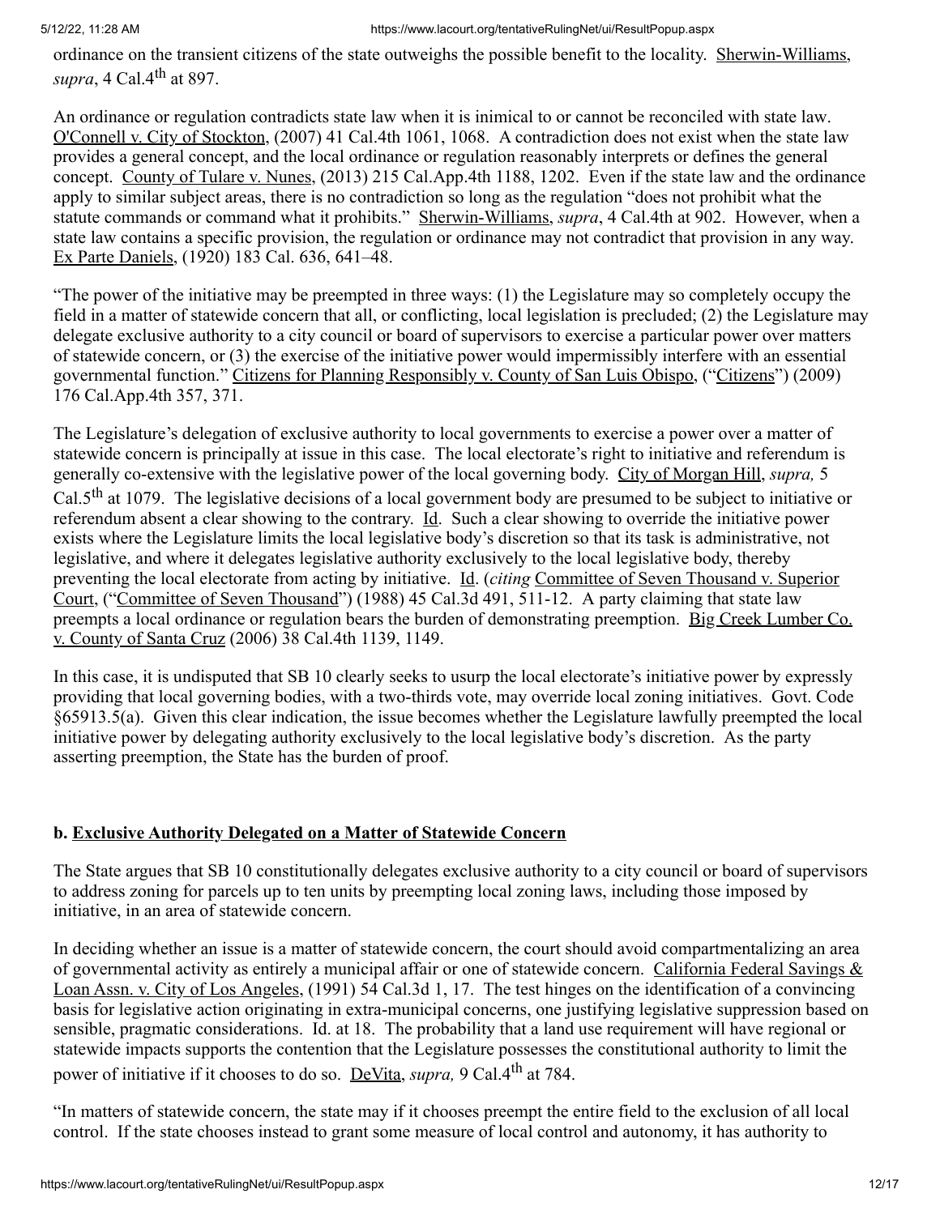ordinance on the transient citizens of the state outweighs the possible benefit to the locality. Sherwin-Williams, *supra*, 4 Cal.4th at 897.

An ordinance or regulation contradicts state law when it is inimical to or cannot be reconciled with state law. O'Connell v. City of Stockton, (2007) 41 Cal.4th 1061, 1068. A contradiction does not exist when the state law provides a general concept, and the local ordinance or regulation reasonably interprets or defines the general concept. County of Tulare v. Nunes, (2013) 215 Cal.App.4th 1188, 1202. Even if the state law and the ordinance apply to similar subject areas, there is no contradiction so long as the regulation "does not prohibit what the statute commands or command what it prohibits." Sherwin-Williams, *supra*, 4 Cal.4th at 902. However, when a state law contains a specific provision, the regulation or ordinance may not contradict that provision in any way. Ex Parte Daniels, (1920) 183 Cal. 636, 641–48.

"The power of the initiative may be preempted in three ways: (1) the Legislature may so completely occupy the field in a matter of statewide concern that all, or conflicting, local legislation is precluded; (2) the Legislature may delegate exclusive authority to a city council or board of supervisors to exercise a particular power over matters of statewide concern, or (3) the exercise of the initiative power would impermissibly interfere with an essential governmental function." Citizens for Planning Responsibly v. County of San Luis Obispo, ("Citizens") (2009) 176 Cal.App.4th 357, 371.

The Legislature's delegation of exclusive authority to local governments to exercise a power over a matter of statewide concern is principally at issue in this case. The local electorate's right to initiative and referendum is generally co-extensive with the legislative power of the local governing body. City of Morgan Hill, *supra,* 5 Cal.5th at 1079. The legislative decisions of a local government body are presumed to be subject to initiative or referendum absent a clear showing to the contrary. Id. Such a clear showing to override the initiative power exists where the Legislature limits the local legislative body's discretion so that its task is administrative, not legislative, and where it delegates legislative authority exclusively to the local legislative body, thereby preventing the local electorate from acting by initiative. Id. (*citing* Committee of Seven Thousand v. Superior Court, ("Committee of Seven Thousand") (1988) 45 Cal.3d 491, 511-12. A party claiming that state law preempts a local ordinance or regulation bears the burden of demonstrating preemption. Big Creek Lumber Co. v. County of Santa Cruz (2006) 38 Cal.4th 1139, 1149.

In this case, it is undisputed that SB 10 clearly seeks to usurp the local electorate's initiative power by expressly providing that local governing bodies, with a two-thirds vote, may override local zoning initiatives. Govt. Code §65913.5(a). Given this clear indication, the issue becomes whether the Legislature lawfully preempted the local initiative power by delegating authority exclusively to the local legislative body's discretion. As the party asserting preemption, the State has the burden of proof.

**b. Exclusive Authority Delegated on a Matter of Statewide Concern**

The State argues that SB 10 constitutionally delegates exclusive authority to a city council or board of supervisors to address zoning for parcels up to ten units by preempting local zoning laws, including those imposed by initiative, in an area of statewide concern.

In deciding whether an issue is a matter of statewide concern, the court should avoid compartmentalizing an area of governmental activity as entirely a municipal affair or one of statewide concern. California Federal Savings & Loan Assn. v. City of Los Angeles, (1991) 54 Cal.3d 1, 17. The test hinges on the identification of a convincing basis for legislative action originating in extra-municipal concerns, one justifying legislative suppression based on sensible, pragmatic considerations. Id. at 18. The probability that a land use requirement will have regional or statewide impacts supports the contention that the Legislature possesses the constitutional authority to limit the power of initiative if it chooses to do so. DeVita, *supra,* 9 Cal.4th at 784.

"In matters of statewide concern, the state may if it chooses preempt the entire field to the exclusion of all local control. If the state chooses instead to grant some measure of local control and autonomy, it has authority to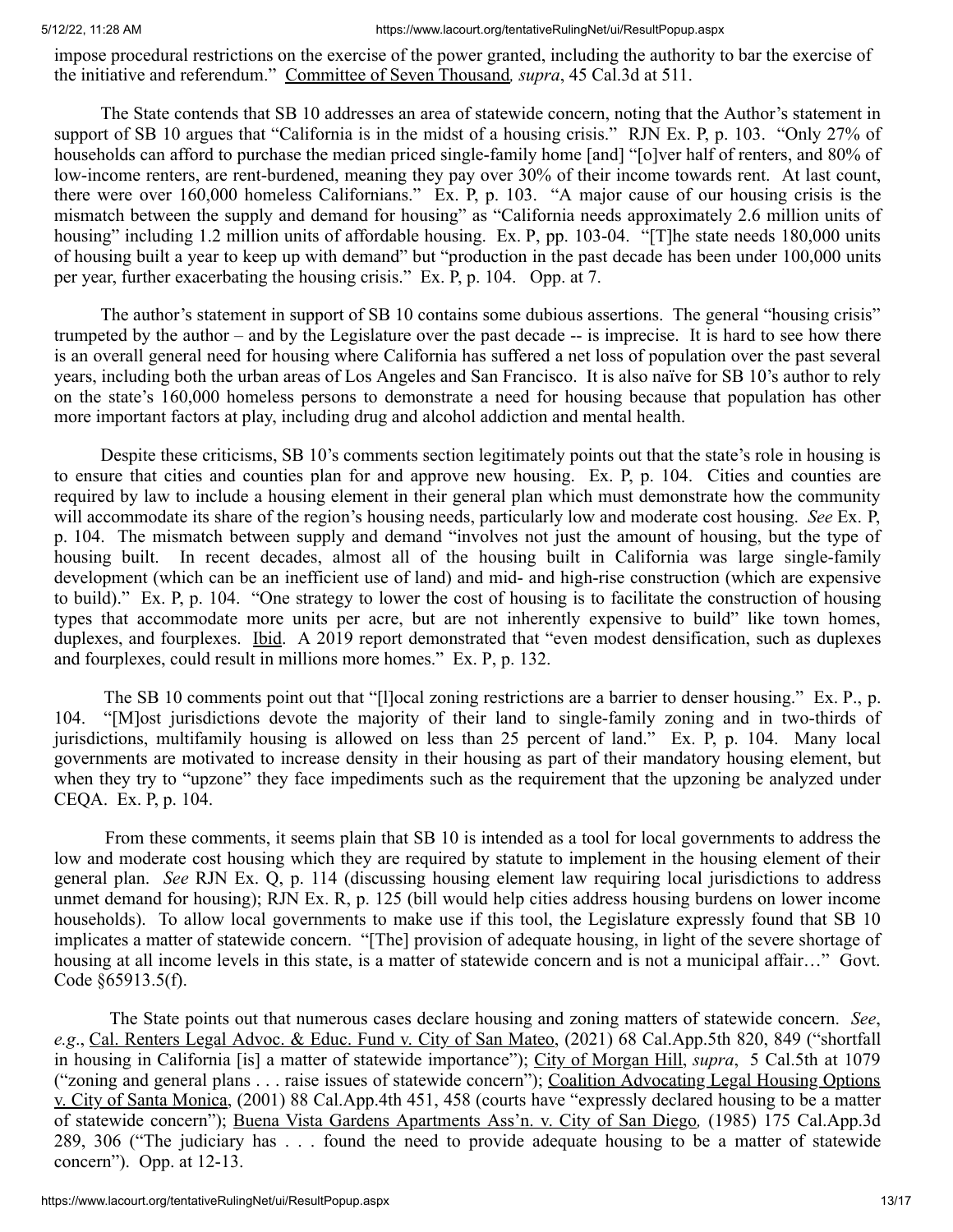impose procedural restrictions on the exercise of the power granted, including the authority to bar the exercise of the initiative and referendum." Committee of Seven Thousand*, supra*, 45 Cal.3d at 511.

The State contends that SB 10 addresses an area of statewide concern, noting that the Author's statement in support of SB 10 argues that "California is in the midst of a housing crisis." RJN Ex. P, p. 103. "Only 27% of households can afford to purchase the median priced single-family home [and] "[o]ver half of renters, and 80% of low-income renters, are rent-burdened, meaning they pay over 30% of their income towards rent. At last count, there were over 160,000 homeless Californians." Ex. P, p. 103. "A major cause of our housing crisis is the mismatch between the supply and demand for housing" as "California needs approximately 2.6 million units of housing" including 1.2 million units of affordable housing. Ex. P, pp. 103-04. "[T]he state needs 180,000 units of housing built a year to keep up with demand" but "production in the past decade has been under 100,000 units per year, further exacerbating the housing crisis." Ex. P, p. 104. Opp. at 7.

The author's statement in support of SB 10 contains some dubious assertions. The general "housing crisis" trumpeted by the author – and by the Legislature over the past decade -- is imprecise. It is hard to see how there is an overall general need for housing where California has suffered a net loss of population over the past several years, including both the urban areas of Los Angeles and San Francisco. It is also naïve for SB 10's author to rely on the state's 160,000 homeless persons to demonstrate a need for housing because that population has other more important factors at play, including drug and alcohol addiction and mental health.

Despite these criticisms, SB 10's comments section legitimately points out that the state's role in housing is to ensure that cities and counties plan for and approve new housing. Ex. P, p. 104. Cities and counties are required by law to include a housing element in their general plan which must demonstrate how the community will accommodate its share of the region's housing needs, particularly low and moderate cost housing. *See* Ex. P, p. 104. The mismatch between supply and demand "involves not just the amount of housing, but the type of housing built. In recent decades, almost all of the housing built in California was large single-family development (which can be an inefficient use of land) and mid- and high-rise construction (which are expensive to build)." Ex. P, p. 104. "One strategy to lower the cost of housing is to facilitate the construction of housing types that accommodate more units per acre, but are not inherently expensive to build" like town homes, duplexes, and fourplexes. Ibid. A 2019 report demonstrated that "even modest densification, such as duplexes and fourplexes, could result in millions more homes." Ex. P, p. 132.

The SB 10 comments point out that "[l]ocal zoning restrictions are a barrier to denser housing." Ex. P., p. 104. "[M]ost jurisdictions devote the majority of their land to single-family zoning and in two-thirds of jurisdictions, multifamily housing is allowed on less than 25 percent of land." Ex. P, p. 104. Many local governments are motivated to increase density in their housing as part of their mandatory housing element, but when they try to "upzone" they face impediments such as the requirement that the upzoning be analyzed under CEQA. Ex. P, p. 104.

From these comments, it seems plain that SB 10 is intended as a tool for local governments to address the low and moderate cost housing which they are required by statute to implement in the housing element of their general plan. *See* RJN Ex. Q, p. 114 (discussing housing element law requiring local jurisdictions to address unmet demand for housing); RJN Ex. R, p. 125 (bill would help cities address housing burdens on lower income households). To allow local governments to make use if this tool, the Legislature expressly found that SB 10 implicates a matter of statewide concern. "[The] provision of adequate housing, in light of the severe shortage of housing at all income levels in this state, is a matter of statewide concern and is not a municipal affair…" Govt. Code §65913.5(f).

The State points out that numerous cases declare housing and zoning matters of statewide concern. *See, e.g.*, Cal. Renters Legal Advoc. & Educ. Fund v. City of San Mateo, (2021) 68 Cal.App.5th 820, 849 ("shortfall in housing in California [is] a matter of statewide importance"); City of Morgan Hill, *supra*, 5 Cal.5th at 1079 ("zoning and general plans . . . raise issues of statewide concern"); Coalition Advocating Legal Housing Options v. City of Santa Monica, (2001) 88 Cal.App.4th 451, 458 (courts have "expressly declared housing to be a matter of statewide concern"); Buena Vista Gardens Apartments Ass'n. v. City of San Diego*,* (1985) 175 Cal.App.3d 289, 306 ("The judiciary has . . . found the need to provide adequate housing to be a matter of statewide concern"). Opp. at 12-13.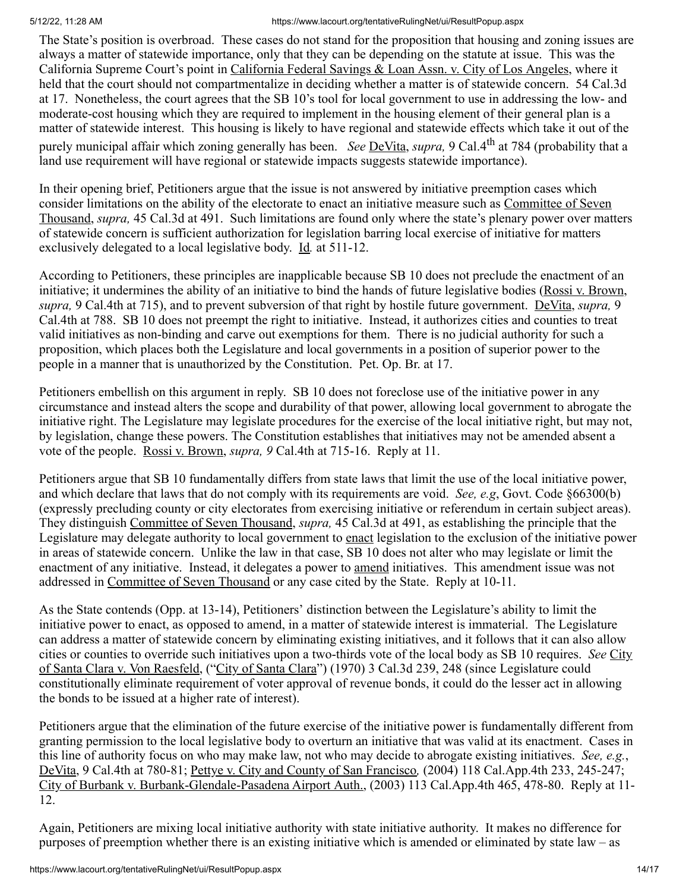The State's position is overbroad. These cases do not stand for the proposition that housing and zoning issues are always a matter of statewide importance, only that they can be depending on the statute at issue. This was the California Supreme Court's point in California Federal Savings & Loan Assn. v. City of Los Angeles, where it held that the court should not compartmentalize in deciding whether a matter is of statewide concern. 54 Cal.3d at 17. Nonetheless, the court agrees that the SB 10's tool for local government to use in addressing the low- and moderate-cost housing which they are required to implement in the housing element of their general plan is a matter of statewide interest. This housing is likely to have regional and statewide effects which take it out of the purely municipal affair which zoning generally has been. *See* DeVita, *supra,* 9 Cal.4th at 784 (probability that a land use requirement will have regional or statewide impacts suggests statewide importance).

In their opening brief, Petitioners argue that the issue is not answered by initiative preemption cases which consider limitations on the ability of the electorate to enact an initiative measure such as Committee of Seven Thousand, *supra,* 45 Cal.3d at 491. Such limitations are found only where the state's plenary power over matters of statewide concern is sufficient authorization for legislation barring local exercise of initiative for matters exclusively delegated to a local legislative body. Id. at 511-12.

According to Petitioners, these principles are inapplicable because SB 10 does not preclude the enactment of an initiative; it undermines the ability of an initiative to bind the hands of future legislative bodies (Rossi v. Brown, *supra,* 9 Cal.4th at 715), and to prevent subversion of that right by hostile future government. DeVita, *supra,* 9 Cal.4th at 788. SB 10 does not preempt the right to initiative. Instead, it authorizes cities and counties to treat valid initiatives as non-binding and carve out exemptions for them. There is no judicial authority for such a proposition, which places both the Legislature and local governments in a position of superior power to the people in a manner that is unauthorized by the Constitution. Pet. Op. Br. at 17.

Petitioners embellish on this argument in reply. SB 10 does not foreclose use of the initiative power in any circumstance and instead alters the scope and durability of that power, allowing local government to abrogate the initiative right. The Legislature may legislate procedures for the exercise of the local initiative right, but may not, by legislation, change these powers. The Constitution establishes that initiatives may not be amended absent a vote of the people. Rossi v. Brown, *supra, 9* Cal.4th at 715-16. Reply at 11.

Petitioners argue that SB 10 fundamentally differs from state laws that limit the use of the local initiative power, and which declare that laws that do not comply with its requirements are void. *See, e.g*, Govt. Code §66300(b) (expressly precluding county or city electorates from exercising initiative or referendum in certain subject areas). They distinguish Committee of Seven Thousand, *supra,* 45 Cal.3d at 491, as establishing the principle that the Legislature may delegate authority to local government to enact legislation to the exclusion of the initiative power in areas of statewide concern. Unlike the law in that case, SB 10 does not alter who may legislate or limit the enactment of any initiative. Instead, it delegates a power to amend initiatives. This amendment issue was not addressed in Committee of Seven Thousand or any case cited by the State. Reply at 10-11.

As the State contends (Opp. at 13-14), Petitioners' distinction between the Legislature's ability to limit the initiative power to enact, as opposed to amend, in a matter of statewide interest is immaterial. The Legislature can address a matter of statewide concern by eliminating existing initiatives, and it follows that it can also allow cities or counties to override such initiatives upon a two-thirds vote of the local body as SB 10 requires. *See* City of Santa Clara v. Von Raesfeld, ("City of Santa Clara") (1970) 3 Cal.3d 239, 248 (since Legislature could constitutionally eliminate requirement of voter approval of revenue bonds, it could do the lesser act in allowing the bonds to be issued at a higher rate of interest).

Petitioners argue that the elimination of the future exercise of the initiative power is fundamentally different from granting permission to the local legislative body to overturn an initiative that was valid at its enactment. Cases in this line of authority focus on who may make law, not who may decide to abrogate existing initiatives. *See, e.g.*, DeVita, 9 Cal.4th at 780-81; Pettye v. City and County of San Francisco, (2004) 118 Cal.App.4th 233, 245-247; City of Burbank v. Burbank-Glendale-Pasadena Airport Auth., (2003) 113 Cal.App.4th 465, 478-80. Reply at 11-12.

Again, Petitioners are mixing local initiative authority with state initiative authority. It makes no difference for purposes of preemption whether there is an existing initiative which is amended or eliminated by state law – as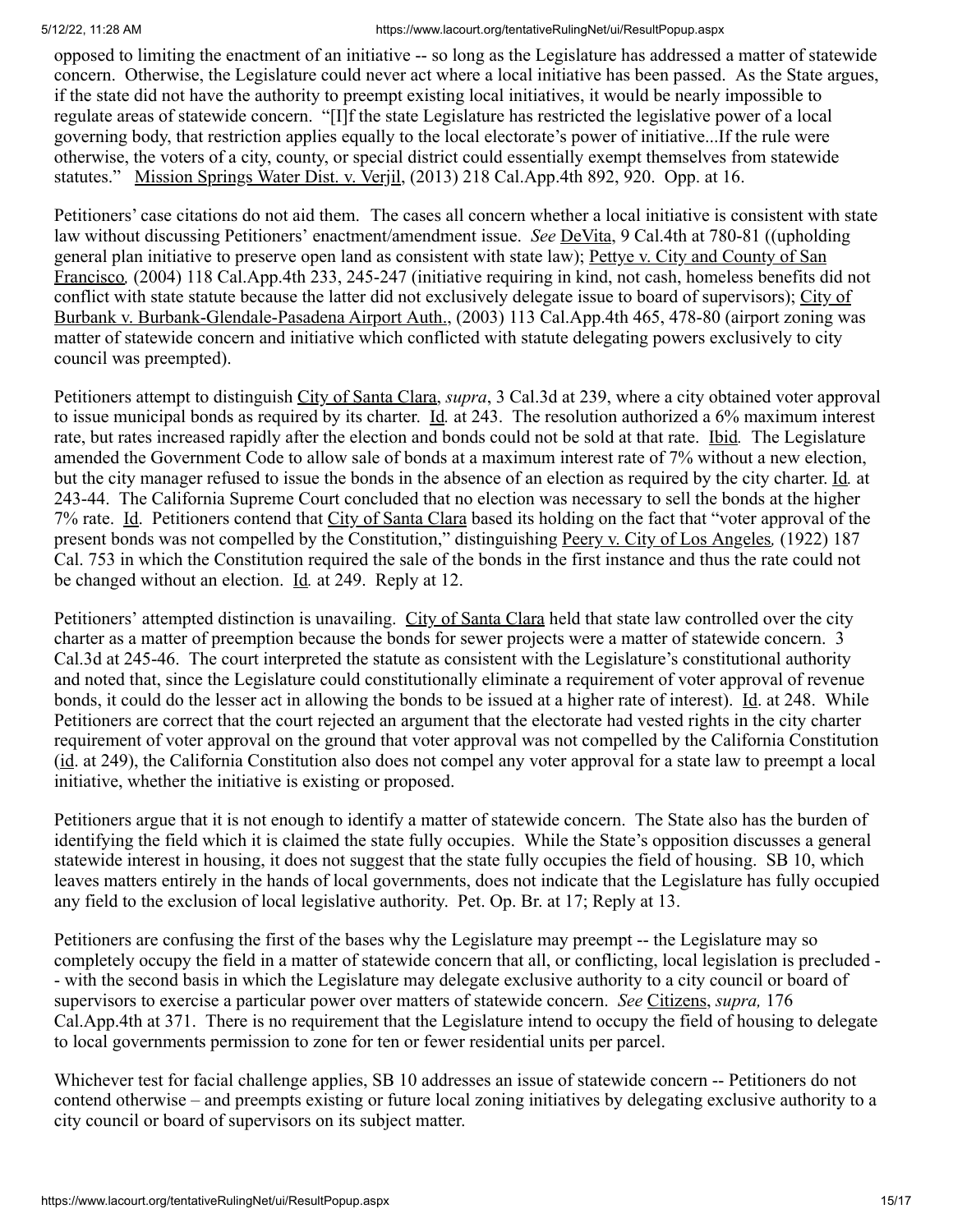opposed to limiting the enactment of an initiative -- so long as the Legislature has addressed a matter of statewide concern. Otherwise, the Legislature could never act where a local initiative has been passed. As the State argues, if the state did not have the authority to preempt existing local initiatives, it would be nearly impossible to regulate areas of statewide concern. "[I]f the state Legislature has restricted the legislative power of a local governing body, that restriction applies equally to the local electorate's power of initiative...If the rule were otherwise, the voters of a city, county, or special district could essentially exempt themselves from statewide statutes." Mission Springs Water Dist. v. Verjil, (2013) 218 Cal.App.4th 892, 920. Opp. at 16.

Petitioners' case citations do not aid them. The cases all concern whether a local initiative is consistent with state law without discussing Petitioners' enactment/amendment issue. *See* DeVita, 9 Cal.4th at 780-81 ((upholding general plan initiative to preserve open land as consistent with state law); Pettye v. City and County of San Francisco, (2004) 118 Cal.App.4th 233, 245-247 (initiative requiring in kind, not cash, homeless benefits did not conflict with state statute because the latter did not exclusively delegate issue to board of supervisors); City of Burbank v. Burbank-Glendale-Pasadena Airport Auth., (2003) 113 Cal.App.4th 465, 478-80 (airport zoning was matter of statewide concern and initiative which conflicted with statute delegating powers exclusively to city council was preempted).

Petitioners attempt to distinguish City of Santa Clara, *supra*, 3 Cal.3d at 239, where a city obtained voter approval to issue municipal bonds as required by its charter. Id. at 243. The resolution authorized a 6% maximum interest rate, but rates increased rapidly after the election and bonds could not be sold at that rate. Ibid. The Legislature amended the Government Code to allow sale of bonds at a maximum interest rate of 7% without a new election, but the city manager refused to issue the bonds in the absence of an election as required by the city charter. Id. at 243-44. The California Supreme Court concluded that no election was necessary to sell the bonds at the higher 7% rate. Id. Petitioners contend that City of Santa Clara based its holding on the fact that "voter approval of the present bonds was not compelled by the Constitution," distinguishing Peery v. City of Los Angeles, (1922) 187 Cal. 753 in which the Constitution required the sale of the bonds in the first instance and thus the rate could not be changed without an election. Id. at 249. Reply at 12.

Petitioners' attempted distinction is unavailing. City of Santa Clara held that state law controlled over the city charter as a matter of preemption because the bonds for sewer projects were a matter of statewide concern. 3 Cal.3d at 245-46. The court interpreted the statute as consistent with the Legislature's constitutional authority and noted that, since the Legislature could constitutionally eliminate a requirement of voter approval of revenue bonds, it could do the lesser act in allowing the bonds to be issued at a higher rate of interest). Id. at 248. While Petitioners are correct that the court rejected an argument that the electorate had vested rights in the city charter requirement of voter approval on the ground that voter approval was not compelled by the California Constitution (id. at 249), the California Constitution also does not compel any voter approval for a state law to preempt a local initiative, whether the initiative is existing or proposed.

Petitioners argue that it is not enough to identify a matter of statewide concern. The State also has the burden of identifying the field which it is claimed the state fully occupies. While the State's opposition discusses a general statewide interest in housing, it does not suggest that the state fully occupies the field of housing. SB 10, which leaves matters entirely in the hands of local governments, does not indicate that the Legislature has fully occupied any field to the exclusion of local legislative authority. Pet. Op. Br. at 17; Reply at 13.

Petitioners are confusing the first of the bases why the Legislature may preempt -- the Legislature may so completely occupy the field in a matter of statewide concern that all, or conflicting, local legislation is precluded -- with the second basis in which the Legislature may delegate exclusive authority to a city council or board of supervisors to exercise a particular power over matters of statewide concern. *See* Citizens, *supra,* 176 Cal.App.4th at 371. There is no requirement that the Legislature intend to occupy the field of housing to delegate to local governments permission to zone for ten or fewer residential units per parcel.

Whichever test for facial challenge applies, SB 10 addresses an issue of statewide concern -- Petitioners do not contend otherwise – and preempts existing or future local zoning initiatives by delegating exclusive authority to a city council or board of supervisors on its subject matter.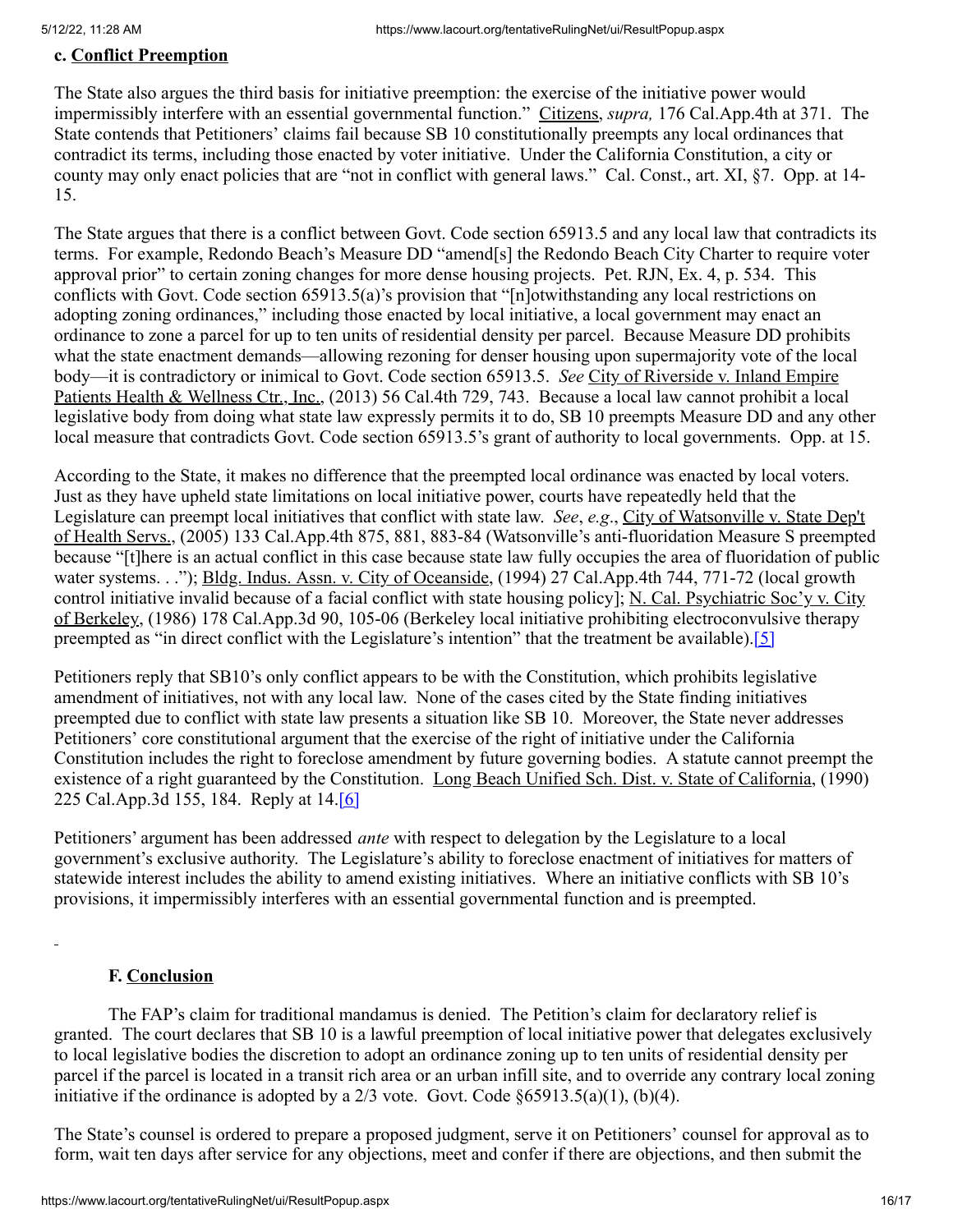### c. Conflict Preemption

The State also argues the third basis for initiative preemption: the exercise of the initiative power would impermissibly interfere with an essential governmental function." Citizens, *supra,* 176 Cal.App.4th at 371. The State contends that Petitioners' claims fail because SB 10 constitutionally preempts any local ordinances that contradict its terms, including those enacted by voter initiative. Under the California Constitution, a city or county may only enact policies that are "not in conflict with general laws." Cal. Const., art. XI, §7. Opp. at 14-15.

The State argues that there is a conflict between Govt. Code section 65913.5 and any local law that contradicts its terms. For example, Redondo Beach's Measure DD "amend[s] the Redondo Beach City Charter to require voter approval prior" to certain zoning changes for more dense housing projects. Pet. RJN, Ex. 4, p. 534. This conflicts with Govt. Code section 65913.5(a)'s provision that "[n]otwithstanding any local restrictions on adopting zoning ordinances," including those enacted by local initiative, a local government may enact an ordinance to zone a parcel for up to ten units of residential density per parcel. Because Measure DD prohibits what the state enactment demands—allowing rezoning for denser housing upon supermajority vote of the local body—it is contradictory or inimical to Govt. Code section 65913.5. *See* City of Riverside v. Inland Empire Patients Health & Wellness Ctr., Inc., (2013) 56 Cal.4th 729, 743. Because a local law cannot prohibit a local legislative body from doing what state law expressly permits it to do, SB 10 preempts Measure DD and any other local measure that contradicts Govt. Code section 65913.5's grant of authority to local governments. Opp. at 15.

According to the State, it makes no difference that the preempted local ordinance was enacted by local voters. Just as they have upheld state limitations on local initiative power, courts have repeatedly held that the Legislature can preempt local initiatives that conflict with state law. *See*, *e.g*., City of Watsonville v. State Dep't of Health Servs., (2005) 133 Cal.App.4th 875, 881, 883-84 (Watsonville's anti-fluoridation Measure S preempted because "[t]here is an actual conflict in this case because state law fully occupies the area of fluoridation of public water systems. . ."); Bldg. Indus. Assn. v. City of Oceanside, (1994) 27 Cal.App.4th 744, 771-72 (local growth control initiative invalid because of a facial conflict with state housing policy]; N. Cal. Psychiatric Soc'y v. City of Berkeley, (1986) 178 Cal.App.3d 90, 105-06 (Berkeley local initiative prohibiting electroconvulsive therapy preempted as "in direct conflict with the Legislature's intention" that the treatment be available).[5]

Petitioners reply that SB10's only conflict appears to be with the Constitution, which prohibits legislative amendment of initiatives, not with any local law. None of the cases cited by the State finding initiatives preempted due to conflict with state law presents a situation like SB 10. Moreover, the State never addresses Petitioners' core constitutional argument that the exercise of the right of initiative under the California Constitution includes the right to foreclose amendment by future governing bodies. A statute cannot preempt the existence of a right guaranteed by the Constitution. Long Beach Unified Sch. Dist. v. State of California, (1990) 225 Cal.App.3d 155, 184. Reply at 14.[6]

Petitioners' argument has been addressed *ante* with respect to delegation by the Legislature to a local government's exclusive authority. The Legislature's ability to foreclose enactment of initiatives for matters of statewide interest includes the ability to amend existing initiatives. Where an initiative conflicts with SB 10's provisions, it impermissibly interferes with an essential governmental function and is preempted.

### F. Conclusion

The FAP's claim for traditional mandamus is denied. The Petition's claim for declaratory relief is granted. The court declares that SB 10 is a lawful preemption of local initiative power that delegates exclusively to local legislative bodies the discretion to adopt an ordinance zoning up to ten units of residential density per parcel if the parcel is located in a transit rich area or an urban infill site, and to override any contrary local zoning initiative if the ordinance is adopted by a 2/3 vote. Govt. Code §65913.5(a)(1), (b)(4).

The State's counsel is ordered to prepare a proposed judgment, serve it on Petitioners' counsel for approval as to form, wait ten days after service for any objections, meet and confer if there are objections, and then submit the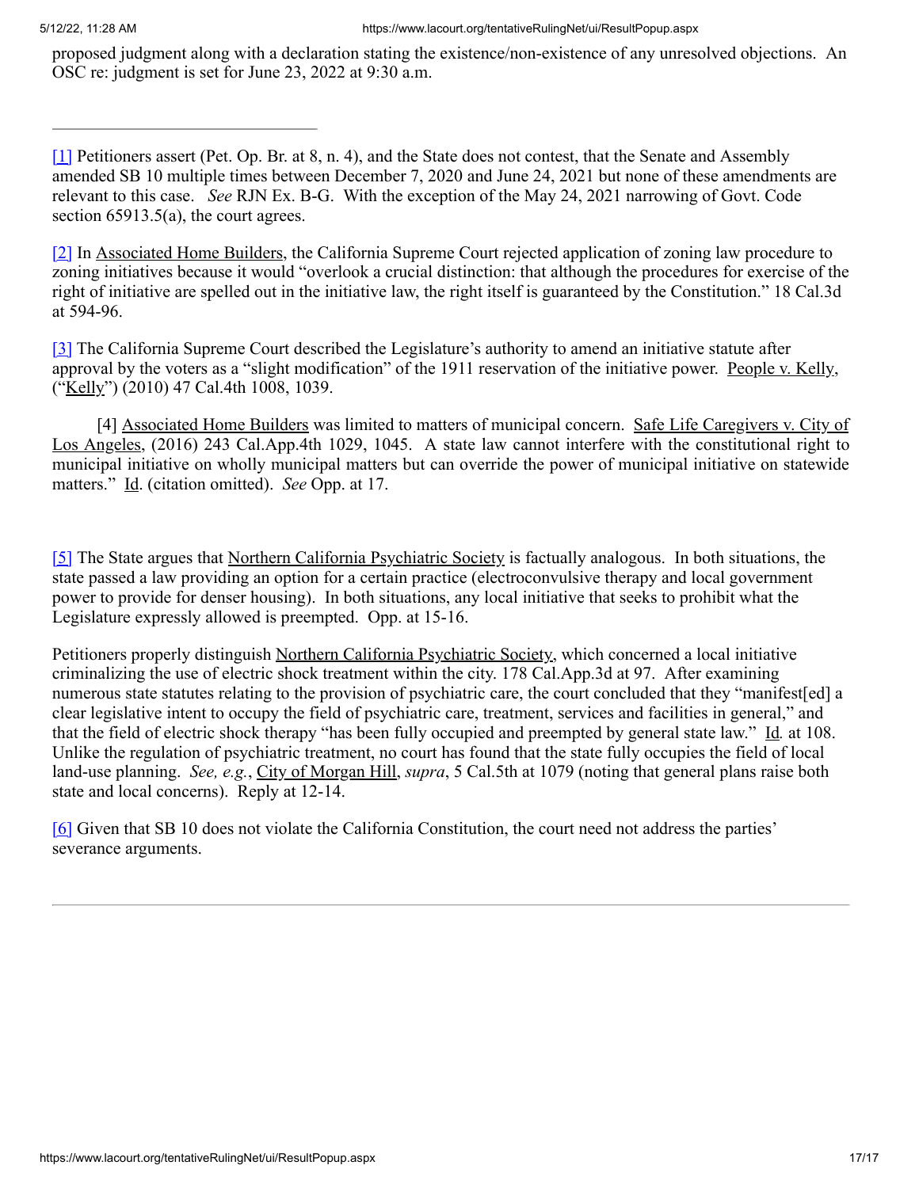proposed judgment along with a declaration stating the existence/non-existence of any unresolved objections. An OSC re: judgment is set for June 23, 2022 at 9:30 a.m.

---

[1] Petitioners assert (Pet. Op. Br. at 8, n. 4), and the State does not contest, that the Senate and Assembly amended SB 10 multiple times between December 7, 2020 and June 24, 2021 but none of these amendments are relevant to this case. *See* RJN Ex. B-G. With the exception of the May 24, 2021 narrowing of Govt. Code section 65913.5(a), the court agrees.

[2] In Associated Home Builders, the California Supreme Court rejected application of zoning law procedure to zoning initiatives because it would "overlook a crucial distinction: that although the procedures for exercise of the right of initiative are spelled out in the initiative law, the right itself is guaranteed by the Constitution." 18 Cal.3d at 594-96.

[3] The California Supreme Court described the Legislature's authority to amend an initiative statute after approval by the voters as a "slight modification" of the 1911 reservation of the initiative power. People v. Kelly, ("Kelly") (2010) 47 Cal.4th 1008, 1039.

[4] Associated Home Builders was limited to matters of municipal concern. Safe Life Caregivers v. City of Los Angeles, (2016) 243 Cal.App.4th 1029, 1045. A state law cannot interfere with the constitutional right to municipal initiative on wholly municipal matters but can override the power of municipal initiative on statewide matters." Id. (citation omitted). *See* Opp. at 17.

[5] The State argues that Northern California Psychiatric Society is factually analogous. In both situations, the state passed a law providing an option for a certain practice (electroconvulsive therapy and local government power to provide for denser housing). In both situations, any local initiative that seeks to prohibit what the Legislature expressly allowed is preempted. Opp. at 15-16.

Petitioners properly distinguish Northern California Psychiatric Society, which concerned a local initiative criminalizing the use of electric shock treatment within the city. 178 Cal.App.3d at 97. After examining numerous state statutes relating to the provision of psychiatric care, the court concluded that they "manifest[ed] a clear legislative intent to occupy the field of psychiatric care, treatment, services and facilities in general," and that the field of electric shock therapy "has been fully occupied and preempted by general state law." Id*.* at 108. Unlike the regulation of psychiatric treatment, no court has found that the state fully occupies the field of local land-use planning. *See, e.g.*, City of Morgan Hill, *supra*, 5 Cal.5th at 1079 (noting that general plans raise both state and local concerns). Reply at 12-14.

[6] Given that SB 10 does not violate the California Constitution, the court need not address the parties' severance arguments.